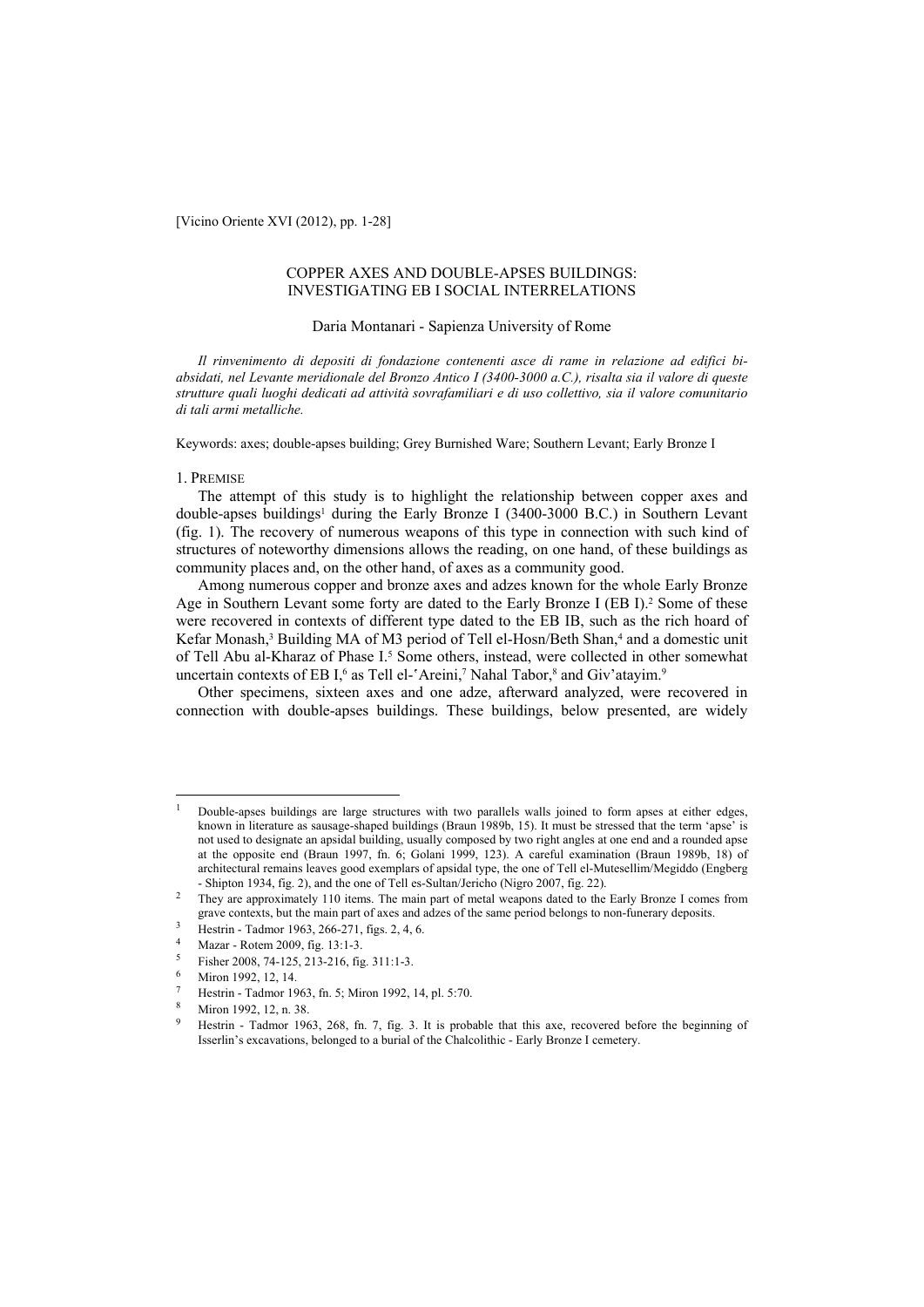[Vicino Oriente XVI (2012), pp. 1-28]

# COPPER AXES AND DOUBLE-APSES BUILDINGS: INVESTIGATING EB I SOCIAL INTERRELATIONS

Daria Montanari - Sapienza University of Rome

*Il rinvenimento di depositi di fondazione contenenti asce di rame in relazione ad edifici bi-absidati, nel Levante meridionale del Bronzo Antico I (3400-3000 a.C.), risalta sia il valore di queste strutture quali luoghi dedicati ad attività sovrafamiliari e di uso collettivo, sia il valore comunitario di tali armi metalliche.*

Keywords: axes; double-apses building; Grey Burnished Ware; Southern Levant; Early Bronze I

## 1. PREMISE

The attempt of this study is to highlight the relationship between copper axes and double-apses buildings[1] during the Early Bronze I (3400-3000 B.C.) in Southern Levant (fig. 1). The recovery of numerous weapons of this type in connection with such kind of structures of noteworthy dimensions allows the reading, on one hand, of these buildings as community places and, on the other hand, of axes as a community good.

Among numerous copper and bronze axes and adzes known for the whole Early Bronze Age in Southern Levant some forty are dated to the Early Bronze I (EB I).[2] Some of these were recovered in contexts of different type dated to the EB IB, such as the rich hoard of Kefar Monash,[3] Building MA of M3 period of Tell el-Hosn/Beth Shan,[4] and a domestic unit of Tell Abu al-Kharaz of Phase I.[5] Some others, instead, were collected in other somewhat uncertain contexts of EB I,[6] as Tell el-ʿAreini,[7] Nahal Tabor,[8] and Giv'atayim.[9]

Other specimens, sixteen axes and one adze, afterward analyzed, were recovered in connection with double-apses buildings. These buildings, below presented, are widely

---

[1] Double-apses buildings are large structures with two parallels walls joined to form apses at either edges, known in literature as sausage-shaped buildings (Braun 1989b, 15). It must be stressed that the term 'apse' is not used to designate an apsidal building, usually composed by two right angles at one end and a rounded apse at the opposite end (Braun 1997, fn. 6; Golani 1999, 123). A careful examination (Braun 1989b, 18) of architectural remains leaves good exemplars of apsidal type, the one of Tell el-Mutesellim/Megiddo (Engberg - Shipton 1934, fig. 2), and the one of Tell es-Sultan/Jericho (Nigro 2007, fig. 22).

[2] They are approximately 110 items. The main part of metal weapons dated to the Early Bronze I comes from grave contexts, but the main part of axes and adzes of the same period belongs to non-funerary deposits.

[3] Hestrin - Tadmor 1963, 266-271, figs. 2, 4, 6.

[4] Mazar - Rotem 2009, fig. 13:1-3.

[5] Fisher 2008, 74-125, 213-216, fig. 311:1-3.

[6] Miron 1992, 12, 14.

[7] Hestrin - Tadmor 1963, fn. 5; Miron 1992, 14, pl. 5:70.

[8] Miron 1992, 12, n. 38.

[9] Hestrin - Tadmor 1963, 268, fn. 7, fig. 3. It is probable that this axe, recovered before the beginning of Isserlin's excavations, belonged to a burial of the Chalcolithic - Early Bronze I cemetery.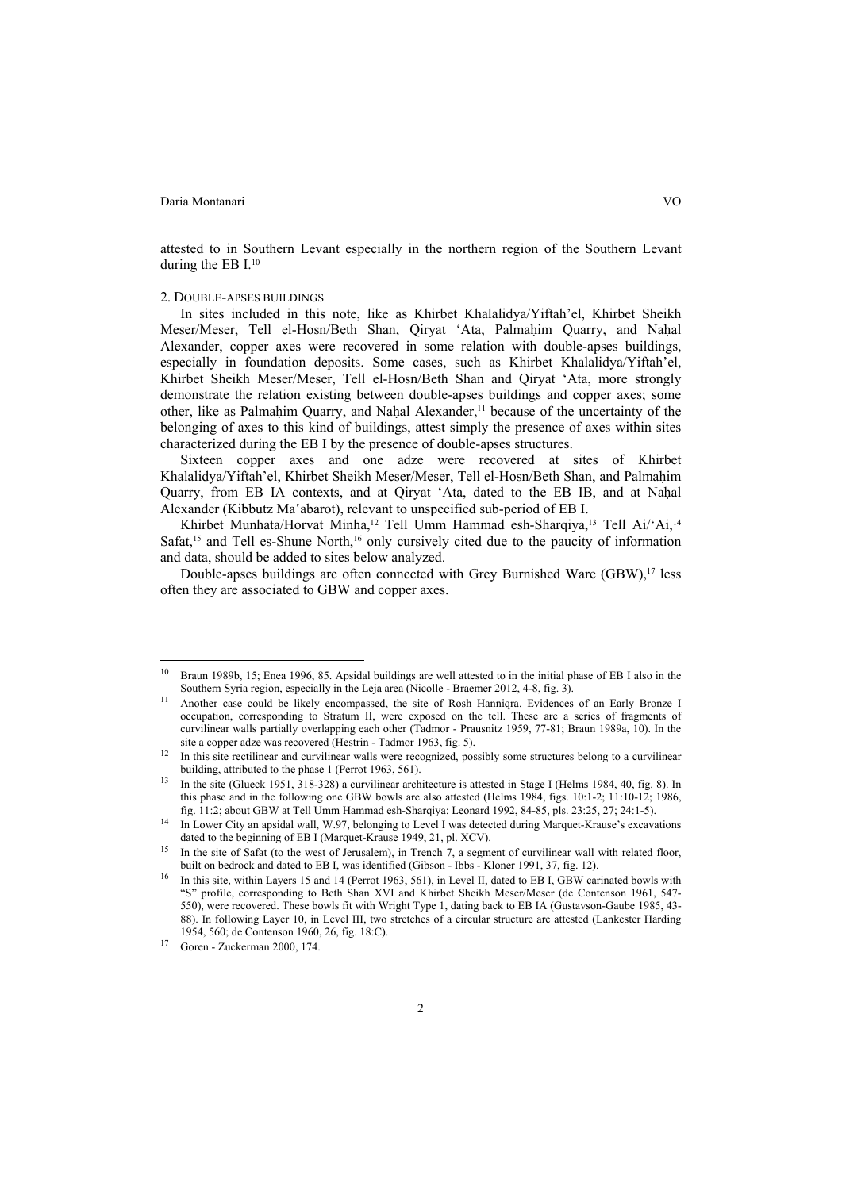attested to in Southern Levant especially in the northern region of the Southern Levant during the EB I.[10]

## 2. Double-apses buildings

In sites included in this note, like as Khirbet Khalalidya/Yiftah'el, Khirbet Sheikh Meser/Meser, Tell el-Hosn/Beth Shan, Qiryat 'Ata, Palmaḥim Quarry, and Naḥal Alexander, copper axes were recovered in some relation with double-apses buildings, especially in foundation deposits. Some cases, such as Khirbet Khalalidya/Yiftah'el, Khirbet Sheikh Meser/Meser, Tell el-Hosn/Beth Shan and Qiryat 'Ata, more strongly demonstrate the relation existing between double-apses buildings and copper axes; some other, like as Palmaḥim Quarry, and Naḥal Alexander,[11] because of the uncertainty of the belonging of axes to this kind of buildings, attest simply the presence of axes within sites characterized during the EB I by the presence of double-apses structures.

Sixteen copper axes and one adze were recovered at sites of Khirbet Khalalidya/Yiftah'el, Khirbet Sheikh Meser/Meser, Tell el-Hosn/Beth Shan, and Palmaḥim Quarry, from EB IA contexts, at Qiryat 'Ata, dated to the EB IB, and at Naḥal Alexander (Kibbutz Maʻabarot), relevant to unspecified sub-period of EB I.

Khirbet Munhata/Horvat Minha,[12] Tell Umm Hammad esh-Sharqiya,[13] Tell Ai/'Ai,[14] Safat,[15] and Tell es-Shune North,[16] only cursively cited due to the paucity of information and data, should be added to sites below analyzed.

Double-apses buildings are often connected with Grey Burnished Ware (GBW),[17] less often they are associated to GBW and copper axes.

---

[10] Braun 1989b, 15; Enea 1996, 85. Apsidal buildings are well attested to in the initial phase of EB I also in the Southern Syria region, especially in the Leja area (Nicolle - Braemer 2012, 4-8, fig. 3).

[11] Another case could be likely encompassed, the site of Rosh Hanniqra. Evidences of an Early Bronze I occupation, corresponding to Stratum II, were exposed on the tell. These are a series of fragments of curvilinear walls partially overlapping each other (Tadmor - Prausnitz 1959, 77-81; Braun 1989a, 10). In the site a copper adze was recovered (Hestrin - Tadmor 1963, fig. 5).

[12] In this site rectilinear and curvilinear walls were recognized, possibly some structures belong to a curvilinear building, attributed to the phase 1 (Perrot 1963, 561).

[13] In the site (Glueck 1951, 318-328) a curvilinear architecture is attested in Stage I (Helms 1984, 40, fig. 8). In this phase and in the following one GBW bowls are also attested (Helms 1984, figs. 10:1-2; 11:10-12; 1986, fig. 11:2; about GBW at Tell Umm Hammad esh-Sharqiya: Leonard 1992, 84-85, pls. 23:25, 27; 24:1-5).

[14] In Lower City an apsidal wall, W.97, belonging to Level I was detected during Marquet-Krause's excavations dated to the beginning of EB I (Marquet-Krause 1949, 21, pl. XCV).

[15] In the site of Safat (to the west of Jerusalem), in Trench 7, a segment of curvilinear wall with related floor, built on bedrock and dated to EB I, was identified (Gibson - Ibbs - Kloner 1991, 37, fig. 12).

[16] In this site, within Layers 15 and 14 (Perrot 1963, 561), in Level II, dated to EB I, GBW carinated bowls with "S" profile, corresponding to Beth Shan XVI and Khirbet Sheikh Meser/Meser (de Contenson 1961, 547-550), were recovered. These bowls fit with Wright Type 1, dating back to EB IA (Gustavson-Gaube 1985, 43-88). In following Layer 10, in Level III, two stretches of a circular structure are attested (Lankester Harding 1954, 560; de Contenson 1960, 26, fig. 18:C).

[17] Goren - Zuckerman 2000, 174.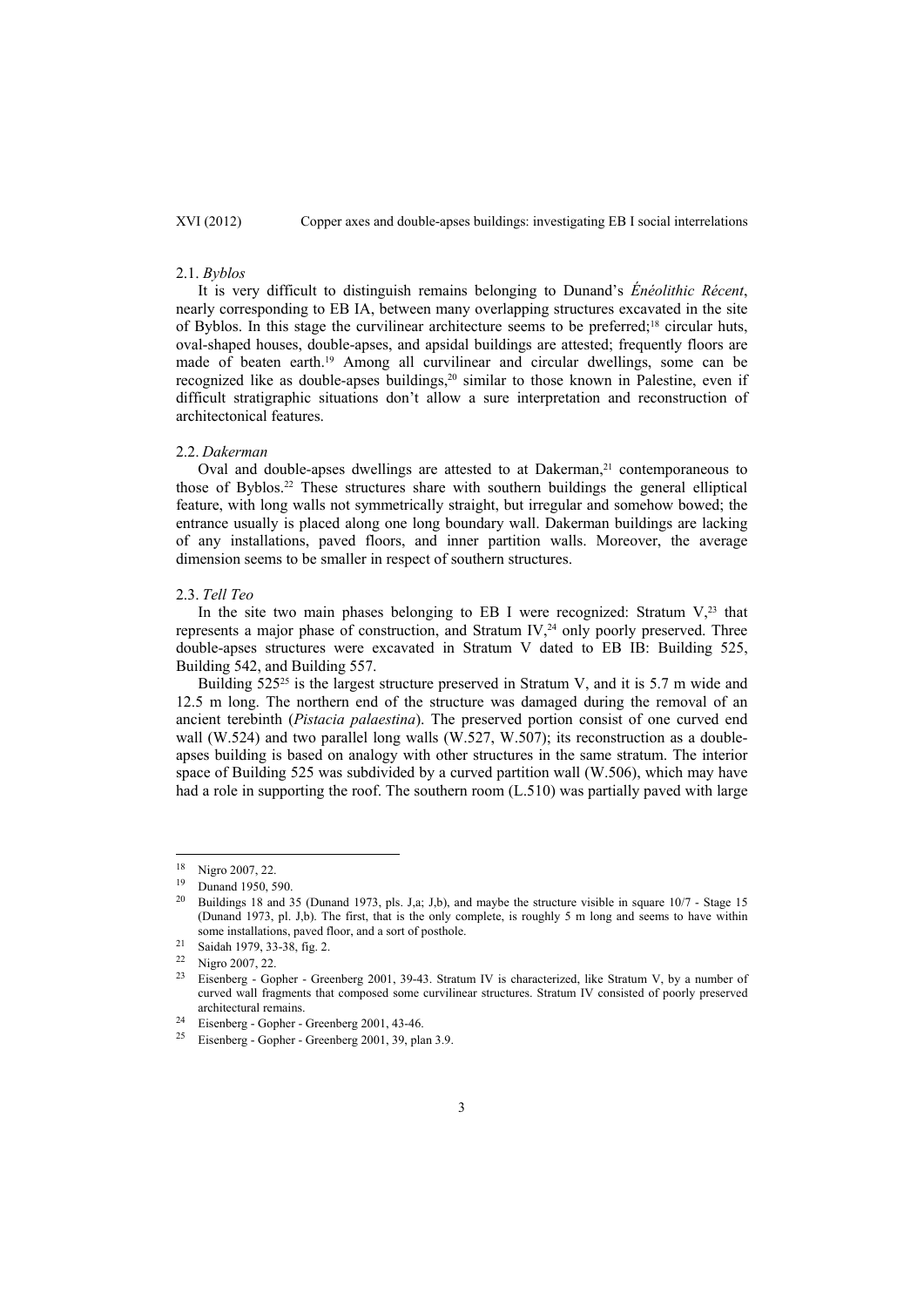### 2.1. *Byblos*

It is very difficult to distinguish remains belonging to Dunand's *Énéolithic Récent*, nearly corresponding to EB IA, between many overlapping structures excavated in the site of Byblos. In this stage the curvilinear architecture seems to be preferred;[18] circular huts, oval-shaped houses, double-apses, and apsidal buildings are attested; frequently floors are made of beaten earth.[19] Among all curvilinear and circular dwellings, some can be recognized like as double-apses buildings,[20] similar to those known in Palestine, even if difficult stratigraphic situations don't allow a sure interpretation and reconstruction of architectonical features.

### 2.2. *Dakerman*

Oval and double-apses dwellings are attested to at Dakerman,[21] contemporaneous to those of Byblos.[22] These structures share with southern buildings the general elliptical feature, with long walls not symmetrically straight, but irregular and somehow bowed; the entrance usually is placed along one long boundary wall. Dakerman buildings are lacking of any installations, paved floors, and inner partition walls. Moreover, the average dimension seems to be smaller in respect of southern structures.

### 2.3. *Tell Teo*

In the site two main phases belonging to EB I were recognized: Stratum V,[23] that represents a major phase of construction, and Stratum IV,[24] only poorly preserved. Three double-apses structures were excavated in Stratum V dated to EB IB: Building 525, Building 542, and Building 557.

Building 525[25] is the largest structure preserved in Stratum V, and it is 5.7 m wide and 12.5 m long. The northern end of the structure was damaged during the removal of an ancient terebinth (*Pistacia palaestina*). The preserved portion consist of one curved end wall (W.524) and two parallel long walls (W.527, W.507); its reconstruction as a double-apses building is based on analogy with other structures in the same stratum. The interior space of Building 525 was subdivided by a curved partition wall (W.506), which may have had a role in supporting the roof. The southern room (L.510) was partially paved with large

---

[18] Nigro 2007, 22.

[19] Dunand 1950, 590.

[20] Buildings 18 and 35 (Dunand 1973, pls. J,a; J,b), and maybe the structure visible in square 10/7 - Stage 15 (Dunand 1973, pl. J,b). The first, that is the only complete, is roughly 5 m long and seems to have within some installations, paved floor, and a sort of posthole.

[21] Saidah 1979, 33-38, fig. 2.

[22] Nigro 2007, 22.

[23] Eisenberg - Gopher - Greenberg 2001, 39-43. Stratum IV is characterized, like Stratum V, by a number of curved wall fragments that composed some curvilinear structures. Stratum IV consisted of poorly preserved architectural remains.

[24] Eisenberg - Gopher - Greenberg 2001, 43-46.

[25] Eisenberg - Gopher - Greenberg 2001, 39, plan 3.9.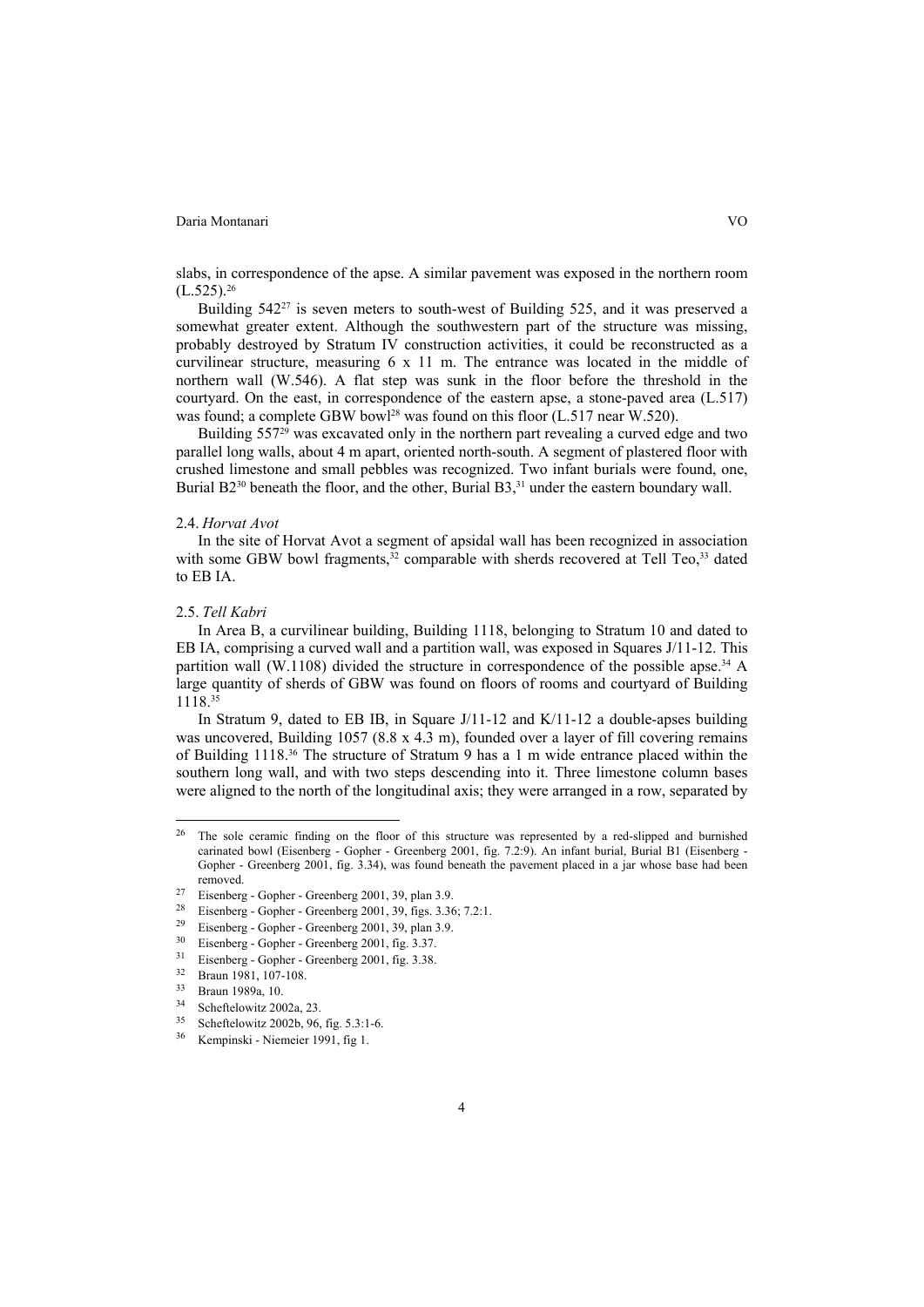slabs, in correspondence of the apse. A similar pavement was exposed in the northern room (L.525).[26]

Building 542[27] is seven meters to south-west of Building 525, and it was preserved a somewhat greater extent. Although the southwestern part of the structure was missing, probably destroyed by Stratum IV construction activities, it could be reconstructed as a curvilinear structure, measuring 6 x 11 m. The entrance was located in the middle of northern wall (W.546). A flat step was sunk in the floor before the threshold in the courtyard. On the east, in correspondence of the eastern apse, a stone-paved area (L.517) was found; a complete GBW bowl[28] was found on this floor (L.517 near W.520).

Building 557[29] was excavated only in the northern part revealing a curved edge and two parallel long walls, about 4 m apart, oriented north-south. A segment of plastered floor with crushed limestone and small pebbles was recognized. Two infant burials were found, one, Burial B2[30] beneath the floor, and the other, Burial B3,[31] under the eastern boundary wall.

### 2.4. *Horvat Avot*

In the site of Horvat Avot a segment of apsidal wall has been recognized in association with some GBW bowl fragments,[32] comparable with sherds recovered at Tell Teo,[33] dated to EB IA.

### 2.5. *Tell Kabri*

In Area B, a curvilinear building, Building 1118, belonging to Stratum 10 and dated to EB IA, comprising a curved wall and a partition wall, was exposed in Squares J/11-12. This partition wall (W.1108) divided the structure in correspondence of the possible apse.[34] A large quantity of sherds of GBW was found on floors of rooms and courtyard of Building 1118.[35]

In Stratum 9, dated to EB IB, in Square J/11-12 and K/11-12 a double-apses building was uncovered, Building 1057 (8.8 x 4.3 m), founded over a layer of fill covering remains of Building 1118.[36] The structure of Stratum 9 has a 1 m wide entrance placed within the southern long wall, and with two steps descending into it. Three limestone column bases were aligned to the north of the longitudinal axis; they were arranged in a row, separated by

---

[26] The sole ceramic finding on the floor of this structure was represented by a red-slipped and burnished carinated bowl (Eisenberg - Gopher - Greenberg 2001, fig. 7.2:9). An infant burial, Burial B1 (Eisenberg - Gopher - Greenberg 2001, fig. 3.34), was found beneath the pavement placed in a jar whose base had been removed.

[27] Eisenberg - Gopher - Greenberg 2001, 39, plan 3.9.

[28] Eisenberg - Gopher - Greenberg 2001, 39, figs. 3.36; 7.2:1.

[29] Eisenberg - Gopher - Greenberg 2001, 39, plan 3.9.

[30] Eisenberg - Gopher - Greenberg 2001, fig. 3.37.

[31] Eisenberg - Gopher - Greenberg 2001, fig. 3.38.

[32] Braun 1981, 107-108.

[33] Braun 1989a, 10.

[34] Scheftelowitz 2002a, 23.

[35] Scheftelowitz 2002b, 96, fig. 5.3:1-6.

[36] Kempinski - Niemeier 1991, fig 1.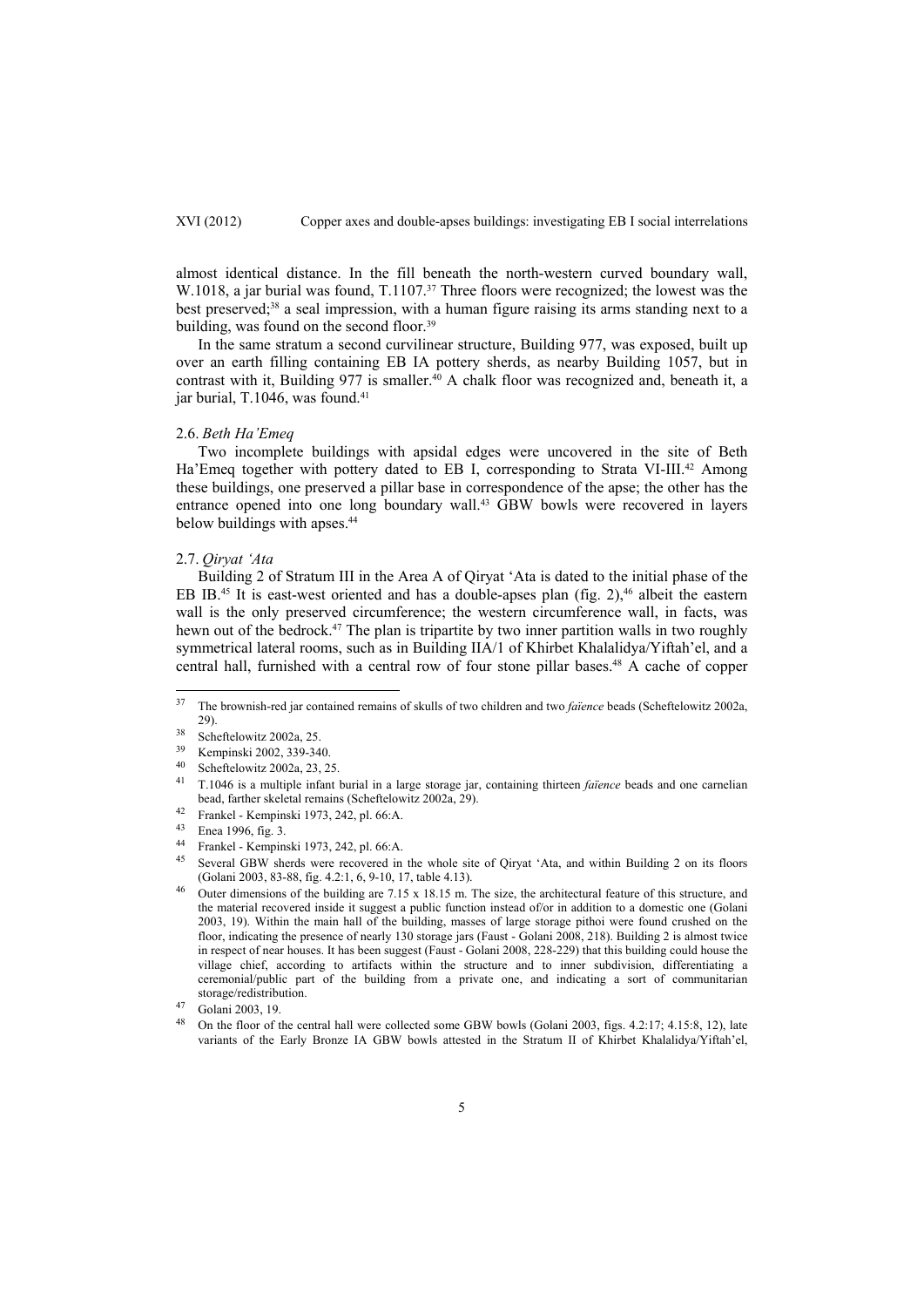almost identical distance. In the fill beneath the north-western curved boundary wall, W.1018, a jar burial was found, T.1107.[37] Three floors were recognized; the lowest was the best preserved;[38] a seal impression, with a human figure raising its arms standing next to a building, was found on the second floor.[39]

In the same stratum a second curvilinear structure, Building 977, was exposed, built up over an earth filling containing EB IA pottery sherds, as nearby Building 1057, but in contrast with it, Building 977 is smaller.[40] A chalk floor was recognized and, beneath it, a jar burial, T.1046, was found.[41]

### 2.6. *Beth Ha'Emeq*

Two incomplete buildings with apsidal edges were uncovered in the site of Beth Ha'Emeq together with pottery dated to EB I, corresponding to Strata VI-III.[42] Among these buildings, one preserved a pillar base in correspondence of the apse; the other has the entrance opened into one long boundary wall.[43] GBW bowls were recovered in layers below buildings with apses.[44]

### 2.7. *Qiryat 'Ata*

Building 2 of Stratum III in the Area A of Qiryat 'Ata is dated to the initial phase of the EB IB.[45] It is east-west oriented and has a double-apses plan (fig. 2),[46] albeit the eastern wall is the only preserved circumference; the western circumference wall, in facts, was hewn out of the bedrock.[47] The plan is tripartite by two inner partition walls in two roughly symmetrical lateral rooms, such as in Building IIA/1 of Khirbet Khalalidya/Yiftah'el, and a central hall, furnished with a central row of four stone pillar bases.[48] A cache of copper

---

[37] The brownish-red jar contained remains of skulls of two children and two *faïence* beads (Scheftelowitz 2002a, 29).

[38] Scheftelowitz 2002a, 25.

[39] Kempinski 2002, 339-340.

[40] Scheftelowitz 2002a, 23, 25.

[41] T.1046 is a multiple infant burial in a large storage jar, containing thirteen *faïence* beads and one carnelian bead, farther skeletal remains (Scheftelowitz 2002a, 29).

[42] Frankel - Kempinski 1973, 242, pl. 66:A.

[43] Enea 1996, fig. 3.

[44] Frankel - Kempinski 1973, 242, pl. 66:A.

[45] Several GBW sherds were recovered in the whole site of Qiryat 'Ata, and within Building 2 on its floors (Golani 2003, 83-88, fig. 4.2:1, 6, 9-10, 17, table 4.13).

[46] Outer dimensions of the building are 7.15 x 18.15 m. The size, the architectural feature of this structure, and the material recovered inside it suggest a public function instead of/or in addition to a domestic one (Golani 2003, 19). Within the main hall of the building, masses of large storage pithoi were found crushed on the floor, indicating the presence of nearly 130 storage jars (Faust - Golani 2008, 218). Building 2 is almost twice in respect of near houses. It has been suggest (Faust - Golani 2008, 228-229) that this building could house the village chief, according to artifacts within the structure and to inner subdivision, differentiating a ceremonial/public part of the building from a private one, and indicating a sort of communitarian storage/redistribution.

[47] Golani 2003, 19.

[48] On the floor of the central hall were collected some GBW bowls (Golani 2003, figs. 4.2:17; 4.15:8, 12), late variants of the Early Bronze IA GBW bowls attested in the Stratum II of Khirbet Khalalidya/Yiftah'el,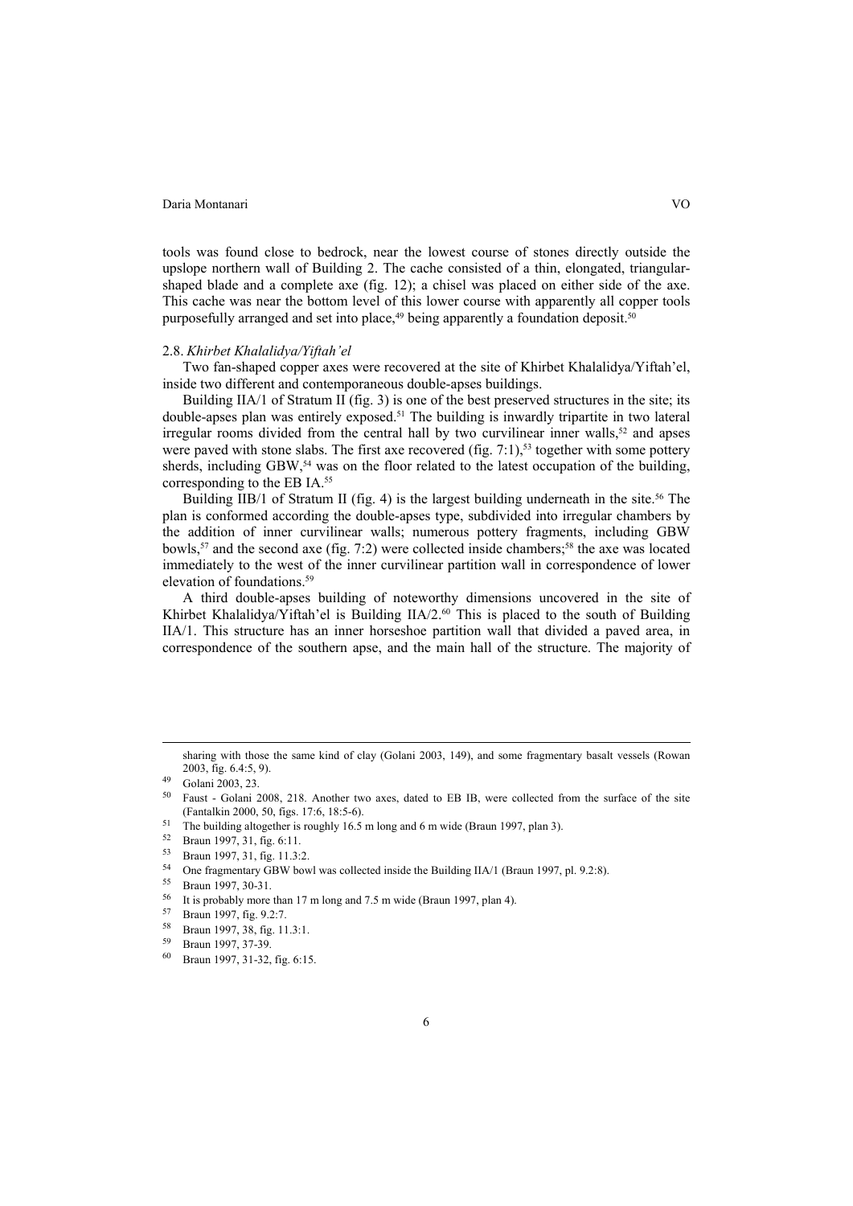tools was found close to bedrock, near the lowest course of stones directly outside the upslope northern wall of Building 2. The cache consisted of a thin, elongated, triangular-shaped blade and a complete axe (fig. 12); a chisel was placed on either side of the axe. This cache was near the bottom level of this lower course with apparently all copper tools purposefully arranged and set into place,[49] being apparently a foundation deposit.[50]

### 2.8. *Khirbet Khalalidya/Yiftah'el*

Two fan-shaped copper axes were recovered at the site of Khirbet Khalalidya/Yiftah'el, inside two different and contemporaneous double-apses buildings.

Building IIA/1 of Stratum II (fig. 3) is one of the best preserved structures in the site; its double-apses plan was entirely exposed.[51] The building is inwardly tripartite in two lateral irregular rooms divided from the central hall by two curvilinear inner walls,[52] and apses were paved with stone slabs. The first axe recovered (fig. 7:1),[53] together with some pottery sherds, including GBW,[54] was on the floor related to the latest occupation of the building, corresponding to the EB IA.[55]

Building IIB/1 of Stratum II (fig. 4) is the largest building underneath in the site.[56] The plan is conformed according the double-apses type, subdivided into irregular chambers by the addition of inner curvilinear walls; numerous pottery fragments, including GBW bowls,[57] and the second axe (fig. 7:2) were collected inside chambers;[58] the axe was located immediately to the west of the inner curvilinear partition wall in correspondence of lower elevation of foundations.[59]

A third double-apses building of noteworthy dimensions uncovered in the site of Khirbet Khalalidya/Yiftah'el is Building IIA/2.[60] This is placed to the south of Building IIA/1. This structure has an inner horseshoe partition wall that divided a paved area, in correspondence of the southern apse, and the main hall of the structure. The majority of

---

sharing with those the same kind of clay (Golani 2003, 149), and some fragmentary basalt vessels (Rowan 2003, fig. 6.4:5, 9).

[49] Golani 2003, 23.

[50] Faust - Golani 2008, 218. Another two axes, dated to EB IB, were collected from the surface of the site (Fantalkin 2000, 50, figs. 17:6, 18:5-6).

[51] The building altogether is roughly 16.5 m long and 6 m wide (Braun 1997, plan 3).

[52] Braun 1997, 31, fig. 6:11.

[53] Braun 1997, 31, fig. 11.3:2.

[54] One fragmentary GBW bowl was collected inside the Building IIA/1 (Braun 1997, pl. 9.2:8).

[55] Braun 1997, 30-31.

[56] It is probably more than 17 m long and 7.5 m wide (Braun 1997, plan 4).

[57] Braun 1997, fig. 9.2:7.

[58] Braun 1997, 38, fig. 11.3:1.

[59] Braun 1997, 37-39.

[60] Braun 1997, 31-32, fig. 6:15.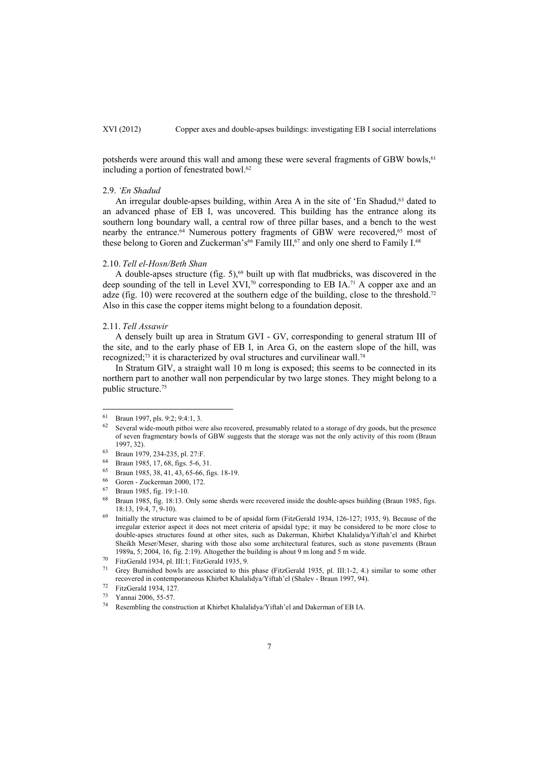potsherds were around this wall and among these were several fragments of GBW bowls,[61] including a portion of fenestrated bowl.[62]

### 2.9. *'En Shadud*

An irregular double-apses building, within Area A in the site of 'En Shadud,[63] dated to an advanced phase of EB I, was uncovered. This building has the entrance along its southern long boundary wall, a central row of three pillar bases, and a bench to the west nearby the entrance.[64] Numerous pottery fragments of GBW were recovered,[65] most of these belong to Goren and Zuckerman's[66] Family III,[67] and only one sherd to Family I.[68]

### 2.10. *Tell el-Hosn/Beth Shan*

A double-apses structure (fig. 5),[69] built up with flat mudbricks, was discovered in the deep sounding of the tell in Level XVI,[70] corresponding to EB IA.[71] A copper axe and an adze (fig. 10) were recovered at the southern edge of the building, close to the threshold.[72] Also in this case the copper items might belong to a foundation deposit.

### 2.11. *Tell Assawir*

A densely built up area in Stratum GVI - GV, corresponding to general stratum III of the site, and to the early phase of EB I, in Area G, on the eastern slope of the hill, was recognized;[73] it is characterized by oval structures and curvilinear wall.[74]

In Stratum GIV, a straight wall 10 m long is exposed; this seems to be connected in its northern part to another wall non perpendicular by two large stones. They might belong to a public structure.[75]

---

[61] Braun 1997, pls. 9:2; 9:4:1, 3.

[62] Several wide-mouth pithoi were also recovered, presumably related to a storage of dry goods, but the presence of seven fragmentary bowls of GBW suggests that the storage was not the only activity of this room (Braun 1997, 32).

[63] Braun 1979, 234-235, pl. 27:F.

[64] Braun 1985, 17, 68, figs. 5-6, 31.

[65] Braun 1985, 38, 41, 43, 65-66, figs. 18-19.

[66] Goren - Zuckerman 2000, 172.

[67] Braun 1985, fig. 19:1-10.

[68] Braun 1985, fig. 18:13. Only some sherds were recovered inside the double-apses building (Braun 1985, figs. 18:13, 19:4, 7, 9-10).

[69] Initially the structure was claimed to be of apsidal form (FitzGerald 1934, 126-127; 1935, 9). Because of the irregular exterior aspect it does not meet criteria of apsidal type; it may be considered to be more close to double-apses structures found at other sites, such as Dakerman, Khirbet Khalalidya/Yiftah'el and Khirbet Sheikh Meser/Meser, sharing with those also some architectural features, such as stone pavements (Braun 1989a, 5; 2004, 16, fig. 2:19). Altogether the building is about 9 m long and 5 m wide.

[70] FitzGerald 1934, pl. III:1; FitzGerald 1935, 9.

[71] Grey Burnished bowls are associated to this phase (FitzGerald 1935, pl. III:1-2, 4.) similar to some other recovered in contemporaneous Khirbet Khalalidya/Yiftah'el (Shalev - Braun 1997, 94).

[72] FitzGerald 1934, 127.

[73] Yannai 2006, 55-57.

[74] Resembling the construction at Khirbet Khalalidya/Yiftah'el and Dakerman of EB IA.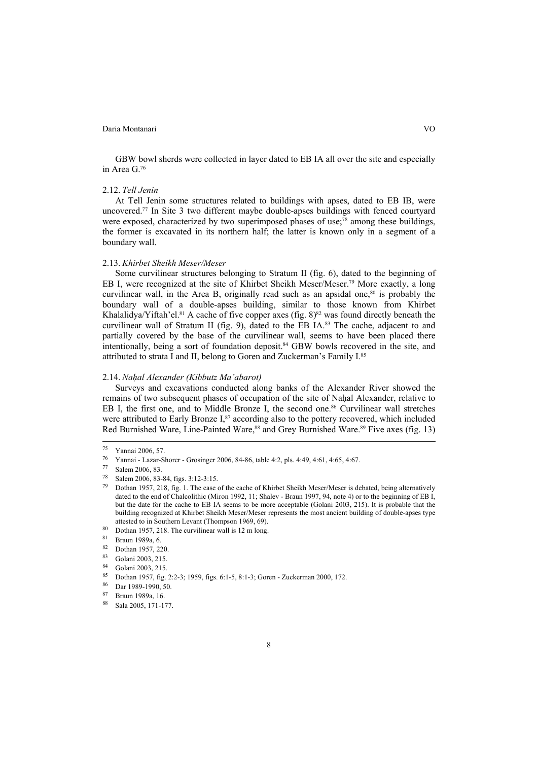GBW bowl sherds were collected in layer dated to EB IA all over the site and especially in Area G.[76]

### 2.12. *Tell Jenin*

At Tell Jenin some structures related to buildings with apses, dated to EB IB, were uncovered.[77] In Site 3 two different maybe double-apses buildings with fenced courtyard were exposed, characterized by two superimposed phases of use;[78] among these buildings, the former is excavated in its northern half; the latter is known only in a segment of a boundary wall.

### 2.13. *Khirbet Sheikh Meser/Meser*

Some curvilinear structures belonging to Stratum II (fig. 6), dated to the beginning of EB I, were recognized at the site of Khirbet Sheikh Meser/Meser.[79] More exactly, a long curvilinear wall, in the Area B, originally read such as an apsidal one,[80] is probably the boundary wall of a double-apses building, similar to those known from Khirbet Khalalidya/Yiftah'el.[81] A cache of five copper axes (fig. 8)[82] was found directly beneath the curvilinear wall of Stratum II (fig. 9), dated to the EB IA.[83] The cache, adjacent to and partially covered by the base of the curvilinear wall, seems to have been placed there intentionally, being a sort of foundation deposit.[84] GBW bowls recovered in the site, and attributed to strata I and II, belong to Goren and Zuckerman's Family I.[85]

### 2.14. *Naḥal Alexander (Kibbutz Ma'abarot)*

Surveys and excavations conducted along banks of the Alexander River showed the remains of two subsequent phases of occupation of the site of Naḥal Alexander, relative to EB I, the first one, and to Middle Bronze I, the second one.[86] Curvilinear wall stretches were attributed to Early Bronze I,[87] according also to the pottery recovered, which included Red Burnished Ware, Line-Painted Ware,[88] and Grey Burnished Ware.[89] Five axes (fig. 13)

---

[75] Yannai 2006, 57.

[76] Yannai - Lazar-Shorer - Grosinger 2006, 84-86, table 4:2, pls. 4:49, 4:61, 4:65, 4:67.

[77] Salem 2006, 83.

[78] Salem 2006, 83-84, figs. 3:12-3:15.

[79] Dothan 1957, 218, fig. 1. The case of the cache of Khirbet Sheikh Meser/Meser is debated, being alternatively dated to the end of Chalcolithic (Miron 1992, 11; Shalev - Braun 1997, 94, note 4) or to the beginning of EB I, but the date for the cache to EB IA seems to be more acceptable (Golani 2003, 215). It is probable that the building recognized at Khirbet Sheikh Meser/Meser represents the most ancient building of double-apses type attested to in Southern Levant (Thompson 1969, 69).

[80] Dothan 1957, 218. The curvilinear wall is 12 m long.

[81] Braun 1989a, 6.

[82] Dothan 1957, 220.

[83] Golani 2003, 215.

[84] Golani 2003, 215.

[85] Dothan 1957, fig. 2:2-3; 1959, figs. 6:1-5, 8:1-3; Goren - Zuckerman 2000, 172.

[86] Dar 1989-1990, 50.

[87] Braun 1989a, 16.

[88] Sala 2005, 171-177.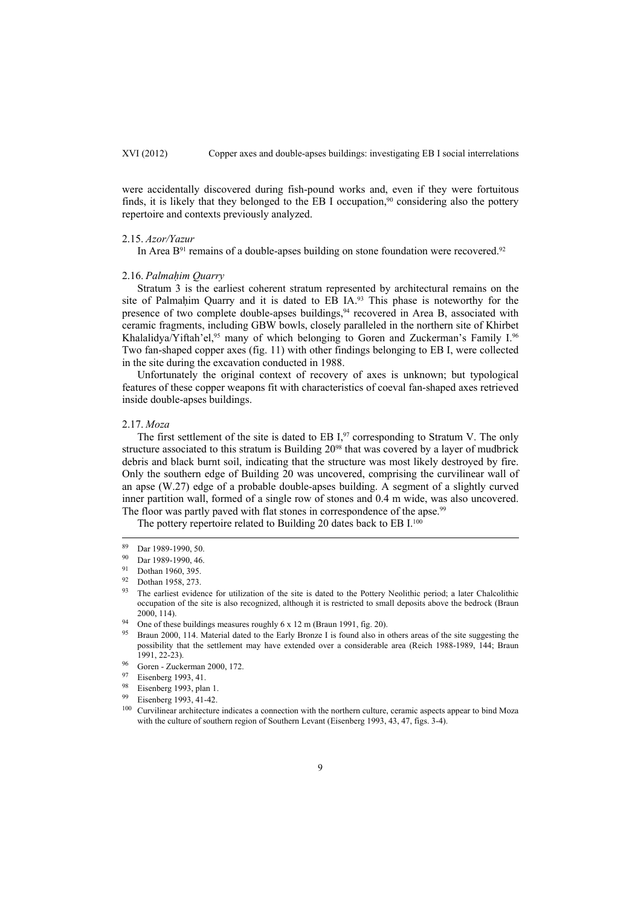were accidentally discovered during fish-pound works and, even if they were fortuitous finds, it is likely that they belonged to the EB I occupation,[90] considering also the pottery repertoire and contexts previously analyzed.

### 2.15. *Azor/Yazur*

In Area B[91] remains of a double-apses building on stone foundation were recovered.[92]

### 2.16. *Palmaḥim Quarry*

Stratum 3 is the earliest coherent stratum represented by architectural remains on the site of Palmaḥim Quarry and it is dated to EB IA.[93] This phase is noteworthy for the presence of two complete double-apses buildings,[94] recovered in Area B, associated with ceramic fragments, including GBW bowls, closely paralleled in the northern site of Khirbet Khalalidya/Yiftah'el,[95] many of which belonging to Goren and Zuckerman's Family I.[96] Two fan-shaped copper axes (fig. 11) with other findings belonging to EB I, were collected in the site during the excavation conducted in 1988.

Unfortunately the original context of recovery of axes is unknown; but typological features of these copper weapons fit with characteristics of coeval fan-shaped axes retrieved inside double-apses buildings.

### 2.17. *Moza*

The first settlement of the site is dated to EB I,[97] corresponding to Stratum V. The only structure associated to this stratum is Building 20[98] that was covered by a layer of mudbrick debris and black burnt soil, indicating that the structure was most likely destroyed by fire. Only the southern edge of Building 20 was uncovered, comprising the curvilinear wall of an apse (W.27) edge of a probable double-apses building. A segment of a slightly curved inner partition wall, formed of a single row of stones and 0.4 m wide, was also uncovered. The floor was partly paved with flat stones in correspondence of the apse.[99]

The pottery repertoire related to Building 20 dates back to EB I.[100]

---

[89] Dar 1989-1990, 50.

[90] Dar 1989-1990, 46.

[91] Dothan 1960, 395.

[92] Dothan 1958, 273.

[93] The earliest evidence for utilization of the site is dated to the Pottery Neolithic period; a later Chalcolithic occupation of the site is also recognized, although it is restricted to small deposits above the bedrock (Braun 2000, 114).

[94] One of these buildings measures roughly 6 x 12 m (Braun 1991, fig. 20).

[95] Braun 2000, 114. Material dated to the Early Bronze I is found also in others areas of the site suggesting the possibility that the settlement may have extended over a considerable area (Reich 1988-1989, 144; Braun 1991, 22-23).

[96] Goren - Zuckerman 2000, 172.

[97] Eisenberg 1993, 41.

[98] Eisenberg 1993, plan 1.

[99] Eisenberg 1993, 41-42.

[100] Curvilinear architecture indicates a connection with the northern culture, ceramic aspects appear to bind Moza with the culture of southern region of Southern Levant (Eisenberg 1993, 43, 47, figs. 3-4).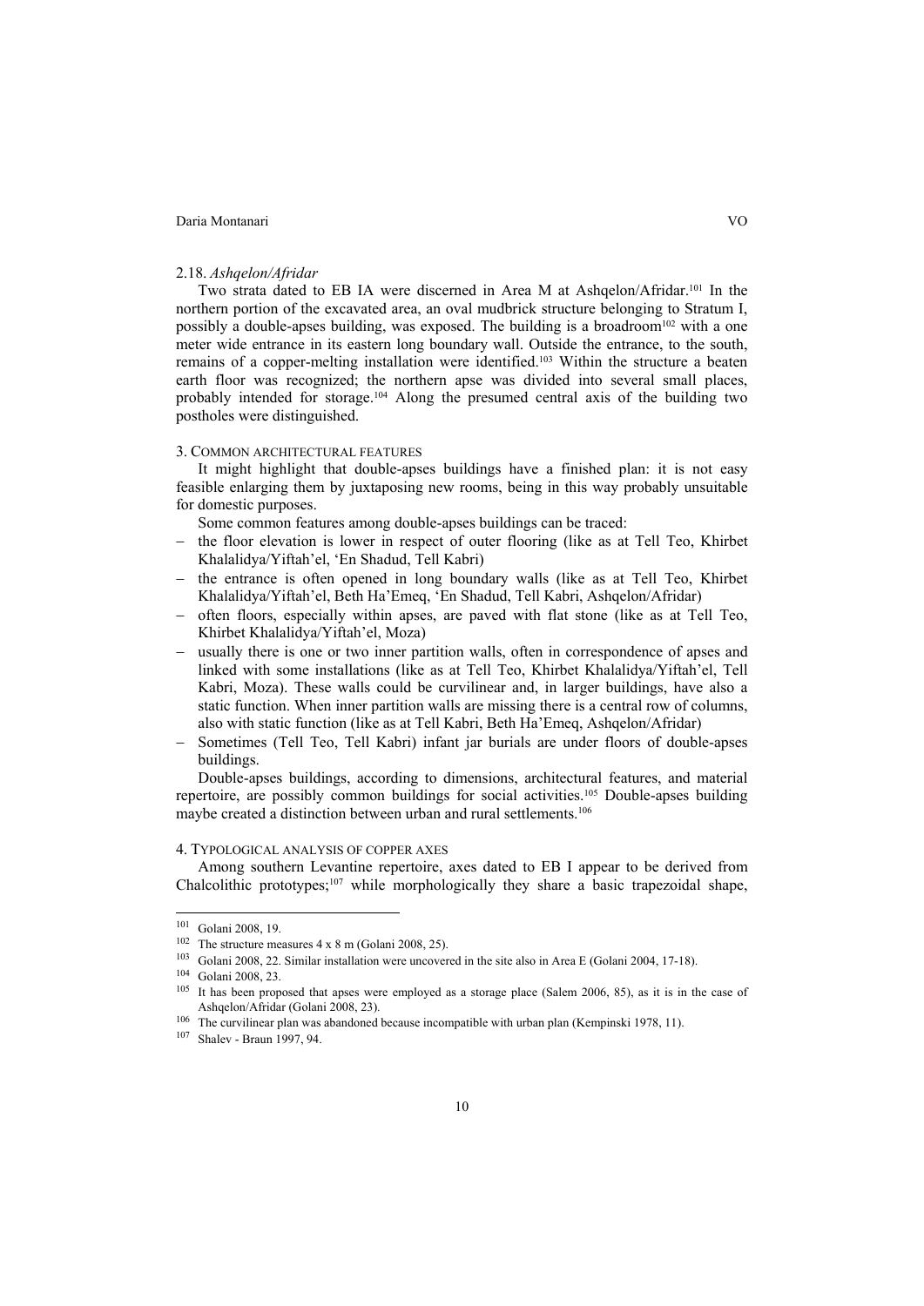### 2.18. *Ashqelon/Afridar*

Two strata dated to EB IA were discerned in Area M at Ashqelon/Afridar.[101] In the northern portion of the excavated area, an oval mudbrick structure belonging to Stratum I, possibly a double-apses building, was exposed. The building is a broadroom[102] with a one meter wide entrance in its eastern long boundary wall. Outside the entrance, to the south, remains of a copper-melting installation were identified.[103] Within the structure a beaten earth floor was recognized; the northern apse was divided into several small places, probably intended for storage.[104] Along the presumed central axis of the building two postholes were distinguished.

## 3. Common architectural features

It might highlight that double-apses buildings have a finished plan: it is not easy feasible enlarging them by juxtaposing new rooms, being in this way probably unsuitable for domestic purposes.

Some common features among double-apses buildings can be traced:

- the floor elevation is lower in respect of outer flooring (like as at Tell Teo, Khirbet Khalalidya/Yiftah'el, 'En Shadud, Tell Kabri)
- the entrance is often opened in long boundary walls (like as at Tell Teo, Khirbet Khalalidya/Yiftah'el, Beth Ha'Emeq, 'En Shadud, Tell Kabri, Ashqelon/Afridar)
- often floors, especially within apses, are paved with flat stone (like as at Tell Teo, Khirbet Khalalidya/Yiftah'el, Moza)
- usually there is one or two inner partition walls, often in correspondence of apses and linked with some installations (like as at Tell Teo, Khirbet Khalalidya/Yiftah'el, Tell Kabri, Moza). These walls could be curvilinear and, in larger buildings, have also a static function. When inner partition walls are missing there is a central row of columns, also with static function (like as at Tell Kabri, Beth Ha'Emeq, Ashqelon/Afridar)
- Sometimes (Tell Teo, Tell Kabri) infant jar burials are under floors of double-apses buildings.

Double-apses buildings, according to dimensions, architectural features, and material repertoire, are possibly common buildings for social activities.[105] Double-apses building maybe created a distinction between urban and rural settlements.[106]

## 4. Typological analysis of copper axes

Among southern Levantine repertoire, axes dated to EB I appear to be derived from Chalcolithic prototypes;[107] while morphologically they share a basic trapezoidal shape,

---

[101] Golani 2008, 19.

[102] The structure measures 4 x 8 m (Golani 2008, 25).

[103] Golani 2008, 22. Similar installation were uncovered in the site also in Area E (Golani 2004, 17-18).

[104] Golani 2008, 23.

[105] It has been proposed that apses were employed as a storage place (Salem 2006, 85), as it is in the case of Ashqelon/Afridar (Golani 2008, 23).

[106] The curvilinear plan was abandoned because incompatible with urban plan (Kempinski 1978, 11).

[107] Shalev - Braun 1997, 94.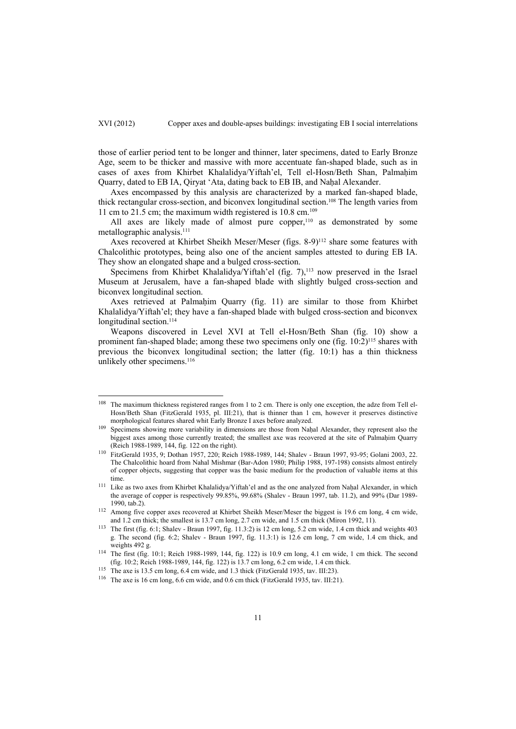those of earlier period tent to be longer and thinner, later specimens, dated to Early Bronze Age, seem to be thicker and massive with more accentuate fan-shaped blade, such as in cases of axes from Khirbet Khalalidya/Yiftah'el, Tell el-Hosn/Beth Shan, Palmaḥim Quarry, dated to EB IA, Qiryat 'Ata, dating back to EB IB, and Naḥal Alexander.

Axes encompassed by this analysis are characterized by a marked fan-shaped blade, thick rectangular cross-section, and biconvex longitudinal section.[108] The length varies from 11 cm to 21.5 cm; the maximum width registered is 10.8 cm.[109]

All axes are likely made of almost pure copper,[110] as demonstrated by some metallographic analysis.[111]

Axes recovered at Khirbet Sheikh Meser/Meser (figs. 8-9)[112] share some features with Chalcolithic prototypes, being also one of the ancient samples attested to during EB IA. They show an elongated shape and a bulged cross-section.

Specimens from Khirbet Khalalidya/Yiftah'el (fig. 7),[113] now preserved in the Israel Museum at Jerusalem, have a fan-shaped blade with slightly bulged cross-section and biconvex longitudinal section.

Axes retrieved at Palmaḥim Quarry (fig. 11) are similar to those from Khirbet Khalalidya/Yiftah'el; they have a fan-shaped blade with bulged cross-section and biconvex longitudinal section.[114]

Weapons discovered in Level XVI at Tell el-Hosn/Beth Shan (fig. 10) show a prominent fan-shaped blade; among these two specimens only one (fig. 10:2)[115] shares with previous the biconvex longitudinal section; the latter (fig. 10:1) has a thin thickness unlikely other specimens.[116]

---

[108] The maximum thickness registered ranges from 1 to 2 cm. There is only one exception, the adze from Tell el-Hosn/Beth Shan (FitzGerald 1935, pl. III:21), that is thinner than 1 cm, however it preserves distinctive morphological features shared whit Early Bronze I axes before analyzed.

[109] Specimens showing more variability in dimensions are those from Naḥal Alexander, they represent also the biggest axes among those currently treated; the smallest axe was recovered at the site of Palmaḥim Quarry (Reich 1988-1989, 144, fig. 122 on the right).

[110] FitzGerald 1935, 9; Dothan 1957, 220; Reich 1988-1989, 144; Shalev - Braun 1997, 93-95; Golani 2003, 22. The Chalcolithic hoard from Nahal Mishmar (Bar-Adon 1980; Philip 1988, 197-198) consists almost entirely of copper objects, suggesting that copper was the basic medium for the production of valuable items at this time.

[111] Like as two axes from Khirbet Khalalidya/Yiftah'el and as the one analyzed from Naḥal Alexander, in which the average of copper is respectively 99.85%, 99.68% (Shalev - Braun 1997, tab. 11.2), and 99% (Dar 1989-1990, tab.2).

[112] Among five copper axes recovered at Khirbet Sheikh Meser/Meser the biggest is 19.6 cm long, 4 cm wide, and 1.2 cm thick; the smallest is 13.7 cm long, 2.7 cm wide, and 1.5 cm thick (Miron 1992, 11).

[113] The first (fig. 6:1; Shalev - Braun 1997, fig. 11.3:2) is 12 cm long, 5.2 cm wide, 1.4 cm thick and weights 403 g. The second (fig. 6:2; Shalev - Braun 1997, fig. 11.3:1) is 12.6 cm long, 7 cm wide, 1.4 cm thick, and weights 492 g.

[114] The first (fig. 10:1; Reich 1988-1989, 144, fig. 122) is 10.9 cm long, 4.1 cm wide, 1 cm thick. The second (fig. 10:2; Reich 1988-1989, 144, fig. 122) is 13.7 cm long, 6.2 cm wide, 1.4 cm thick.

[115] The axe is 13.5 cm long, 6.4 cm wide, and 1.3 thick (FitzGerald 1935, tav. III:23).

[116] The axe is 16 cm long, 6.6 cm wide, and 0.6 cm thick (FitzGerald 1935, tav. III:21).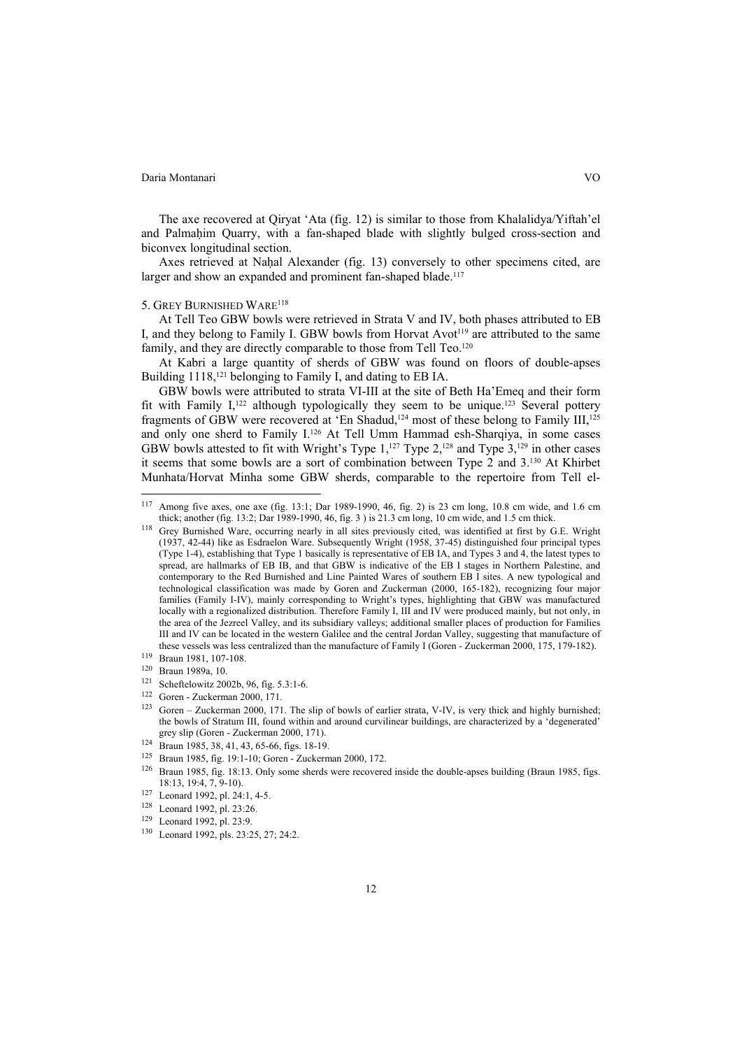The axe recovered at Qiryat ʻAta (fig. 12) is similar to those from Khalalidya/Yiftah'el and Palmaḥim Quarry, with a fan-shaped blade with slightly bulged cross-section and biconvex longitudinal section.

Axes retrieved at Naḥal Alexander (fig. 13) conversely to other specimens cited, are larger and show an expanded and prominent fan-shaped blade.[117]

## 5. Grey Burnished Ware[118]

At Tell Teo GBW bowls were retrieved in Strata V and IV, both phases attributed to EB I, and they belong to Family I. GBW bowls from Horvat Avot[119] are attributed to the same family, and they are directly comparable to those from Tell Teo.[120]

At Kabri a large quantity of sherds of GBW was found on floors of double-apses Building 1118,[121] belonging to Family I, and dating to EB IA.

GBW bowls were attributed to strata VI-III at the site of Beth Ha'Emeq and their form fit with Family I,[122] although typologically they seem to be unique.[123] Several pottery fragments of GBW were recovered at ʻEn Shadud,[124] most of these belong to Family III,[125] and only one sherd to Family I.[126] At Tell Umm Hammad esh-Sharqiya, in some cases GBW bowls attested to fit with Wright's Type 1,[127] Type 2,[128] and Type 3,[129] in other cases it seems that some bowls are a sort of combination between Type 2 and 3.[130] At Khirbet Munhata/Horvat Minha some GBW sherds, comparable to the repertoire from Tell el-

---

[117] Among five axes, one axe (fig. 13:1; Dar 1989-1990, 46, fig. 2) is 23 cm long, 10.8 cm wide, and 1.6 cm thick; another (fig. 13:2; Dar 1989-1990, 46, fig. 3 ) is 21.3 cm long, 10 cm wide, and 1.5 cm thick.

[118] Grey Burnished Ware, occurring nearly in all sites previously cited, was identified at first by G.E. Wright (1937, 42-44) like as Esdraelon Ware. Subsequently Wright (1958, 37-45) distinguished four principal types (Type 1-4), establishing that Type 1 basically is representative of EB IA, and Types 3 and 4, the latest types to spread, are hallmarks of EB IB, and that GBW is indicative of the EB I stages in Northern Palestine, and contemporary to the Red Burnished and Line Painted Wares of southern EB I sites. A new typological and technological classification was made by Goren and Zuckerman (2000, 165-182), recognizing four major families (Family I-IV), mainly corresponding to Wright's types, highlighting that GBW was manufactured locally with a regionalized distribution. Therefore Family I, III and IV were produced mainly, but not only, in the area of the Jezreel Valley, and its subsidiary valleys; additional smaller places of production for Families III and IV can be located in the western Galilee and the central Jordan Valley, suggesting that manufacture of these vessels was less centralized than the manufacture of Family I (Goren - Zuckerman 2000, 175, 179-182).

[119] Braun 1981, 107-108.

[120] Braun 1989a, 10.

[121] Scheftelowitz 2002b, 96, fig. 5.3:1-6.

[122] Goren - Zuckerman 2000, 171.

[123] Goren – Zuckerman 2000, 171. The slip of bowls of earlier strata, V-IV, is very thick and highly burnished; the bowls of Stratum III, found within and around curvilinear buildings, are characterized by a 'degenerated' grey slip (Goren - Zuckerman 2000, 171).

[124] Braun 1985, 38, 41, 43, 65-66, figs. 18-19.

[125] Braun 1985, fig. 19:1-10; Goren - Zuckerman 2000, 172.

[126] Braun 1985, fig. 18:13. Only some sherds were recovered inside the double-apses building (Braun 1985, figs. 18:13, 19:4, 7, 9-10).

[127] Leonard 1992, pl. 24:1, 4-5.

[128] Leonard 1992, pl. 23:26.

[129] Leonard 1992, pl. 23:9.

[130] Leonard 1992, pls. 23:25, 27; 24:2.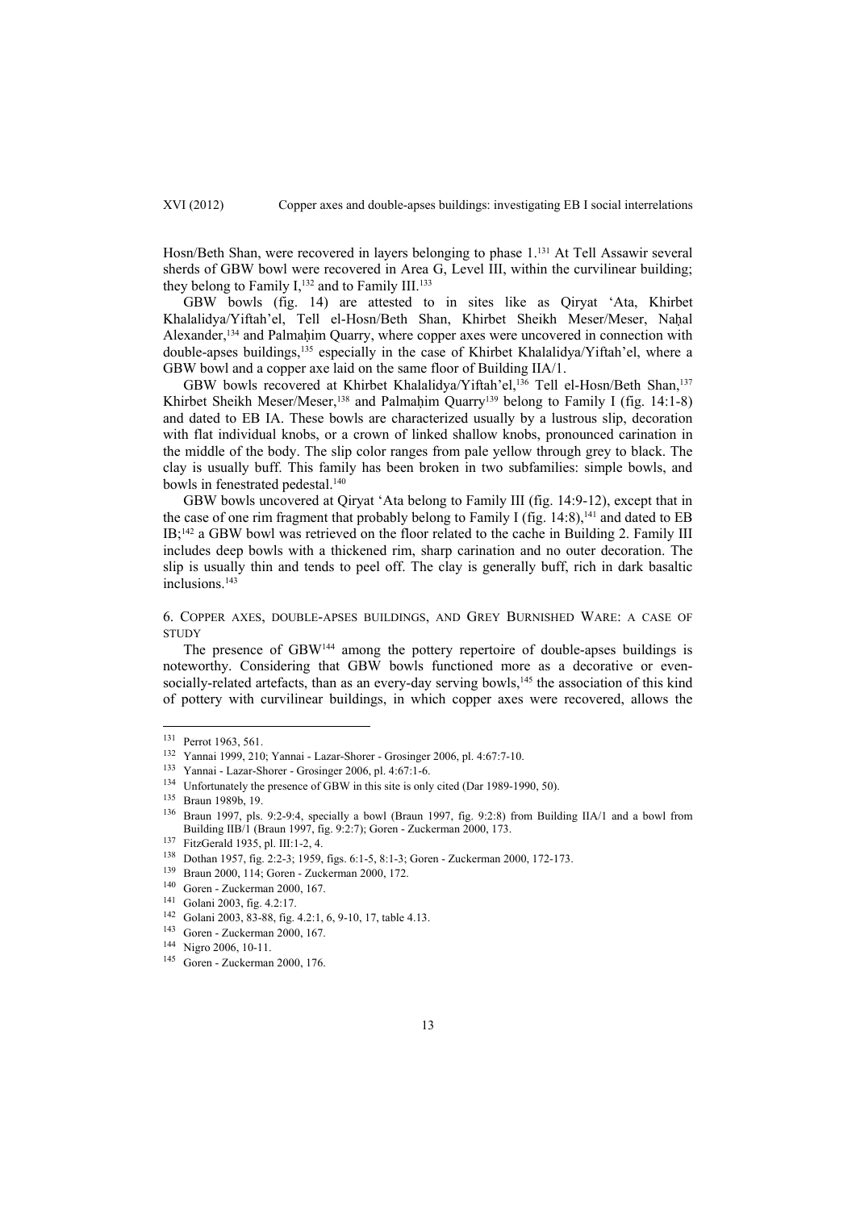Hosn/Beth Shan, were recovered in layers belonging to phase 1.[131] At Tell Assawir several sherds of GBW bowl were recovered in Area G, Level III, within the curvilinear building; they belong to Family I,[132] and to Family III.[133]

GBW bowls (fig. 14) are attested to in sites like as Qiryat ʻAta, Khirbet Khalalidya/Yiftah'el, Tell el-Hosn/Beth Shan, Khirbet Sheikh Meser/Meser, Naḥal Alexander,[134] and Palmaḥim Quarry, where copper axes were uncovered in connection with double-apses buildings,[135] especially in the case of Khirbet Khalalidya/Yiftah'el, where a GBW bowl and a copper axe laid on the same floor of Building IIA/1.

GBW bowls recovered at Khirbet Khalalidya/Yiftah'el,[136] Tell el-Hosn/Beth Shan,[137] Khirbet Sheikh Meser/Meser,[138] and Palmaḥim Quarry[139] belong to Family I (fig. 14:1-8) and dated to EB IA. These bowls are characterized usually by a lustrous slip, decoration with flat individual knobs, or a crown of linked shallow knobs, pronounced carination in the middle of the body. The slip color ranges from pale yellow through grey to black. The clay is usually buff. This family has been broken in two subfamilies: simple bowls, and bowls in fenestrated pedestal.[140]

GBW bowls uncovered at Qiryat ʻAta belong to Family III (fig. 14:9-12), except that in the case of one rim fragment that probably belong to Family I (fig. 14:8),[141] and dated to EB IB;[142] a GBW bowl was retrieved on the floor related to the cache in Building 2. Family III includes deep bowls with a thickened rim, sharp carination and no outer decoration. The slip is usually thin and tends to peel off. The clay is generally buff, rich in dark basaltic inclusions.[143]

## 6. Copper axes, double-apses buildings, and Grey Burnished Ware: a case of study

The presence of GBW[144] among the pottery repertoire of double-apses buildings is noteworthy. Considering that GBW bowls functioned more as a decorative or even-socially-related artefacts, than as an every-day serving bowls,[145] the association of this kind of pottery with curvilinear buildings, in which copper axes were recovered, allows the

---

131 Perrot 1963, 561.

132 Yannai 1999, 210; Yannai - Lazar-Shorer - Grosinger 2006, pl. 4:67:7-10.

133 Yannai - Lazar-Shorer - Grosinger 2006, pl. 4:67:1-6.

134 Unfortunately the presence of GBW in this site is only cited (Dar 1989-1990, 50).

135 Braun 1989b, 19.

136 Braun 1997, pls. 9:2-9:4, specially a bowl (Braun 1997, fig. 9:2:8) from Building IIA/1 and a bowl from Building IIB/1 (Braun 1997, fig. 9:2:7); Goren - Zuckerman 2000, 173.

137 FitzGerald 1935, pl. III:1-2, 4.

138 Dothan 1957, fig. 2:2-3; 1959, figs. 6:1-5, 8:1-3; Goren - Zuckerman 2000, 172-173.

139 Braun 2000, 114; Goren - Zuckerman 2000, 172.

140 Goren - Zuckerman 2000, 167.

141 Golani 2003, fig. 4.2:17.

142 Golani 2003, 83-88, fig. 4.2:1, 6, 9-10, 17, table 4.13.

143 Goren - Zuckerman 2000, 167.

144 Nigro 2006, 10-11.

145 Goren - Zuckerman 2000, 176.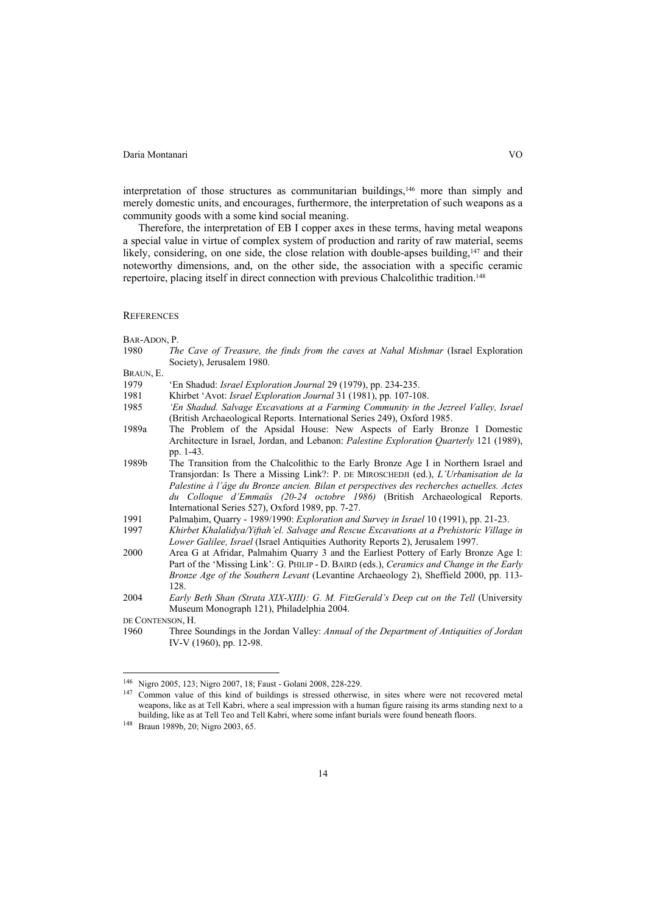interpretation of those structures as communitarian buildings,[146] more than simply and merely domestic units, and encourages, furthermore, the interpretation of such weapons as a community goods with a some kind social meaning.

Therefore, the interpretation of EB I copper axes in these terms, having metal weapons a special value in virtue of complex system of production and rarity of raw material, seems likely, considering, on one side, the close relation with double-apses building,[147] and their noteworthy dimensions, and, on the other side, the association with a specific ceramic repertoire, placing itself in direct connection with previous Chalcolithic tradition.[148]

## References

BAR-ADON, P.

1980 *The Cave of Treasure, the finds from the caves at Nahal Mishmar* (Israel Exploration Society), Jerusalem 1980.

BRAUN, E.

1979 'En Shadud: *Israel Exploration Journal* 29 (1979), pp. 234-235.

1981 Khirbet 'Avot: *Israel Exploration Journal* 31 (1981), pp. 107-108.

1985 *'En Shadud. Salvage Excavations at a Farming Community in the Jezreel Valley, Israel* (British Archaeological Reports. International Series 249), Oxford 1985.

1989a The Problem of the Apsidal House: New Aspects of Early Bronze I Domestic Architecture in Israel, Jordan, and Lebanon: *Palestine Exploration Quarterly* 121 (1989), pp. 1-43.

1989b The Transition from the Chalcolithic to the Early Bronze Age I in Northern Israel and Transjordan: Is There a Missing Link?: P. DE MIROSCHEDJI (ed.), *L'Urbanisation de la Palestine à l'âge du Bronze ancien. Bilan et perspectives des recherches actuelles. Actes du Colloque d'Emmaüs (20-24 octobre 1986)* (British Archaeological Reports. International Series 527), Oxford 1989, pp. 7-27.

1991 Palmaḥim, Quarry - 1989/1990: *Exploration and Survey in Israel* 10 (1991), pp. 21-23.

1997 *Khirbet Khalalidya/Yiftah'el. Salvage and Rescue Excavations at a Prehistoric Village in Lower Galilee, Israel* (Israel Antiquities Authority Reports 2), Jerusalem 1997.

2000 Area G at Afridar, Palmahim Quarry 3 and the Earliest Pottery of Early Bronze Age I: Part of the 'Missing Link': G. PHILIP - D. BAIRD (eds.), *Ceramics and Change in the Early Bronze Age of the Southern Levant* (Levantine Archaeology 2), Sheffield 2000, pp. 113-128.

2004 *Early Beth Shan (Strata XIX-XIII): G. M. FitzGerald's Deep cut on the Tell* (University Museum Monograph 121), Philadelphia 2004.

DE CONTENSON, H.

1960 Three Soundings in the Jordan Valley: *Annual of the Department of Antiquities of Jordan* IV-V (1960), pp. 12-98.

---

[146] Nigro 2005, 123; Nigro 2007, 18; Faust - Golani 2008, 228-229.

[147] Common value of this kind of buildings is stressed otherwise, in sites where were not recovered metal weapons, like as at Tell Kabri, where a seal impression with a human figure raising its arms standing next to a building, like as at Tell Teo and Tell Kabri, where some infant burials were found beneath floors.

[148] Braun 1989b, 20; Nigro 2003, 65.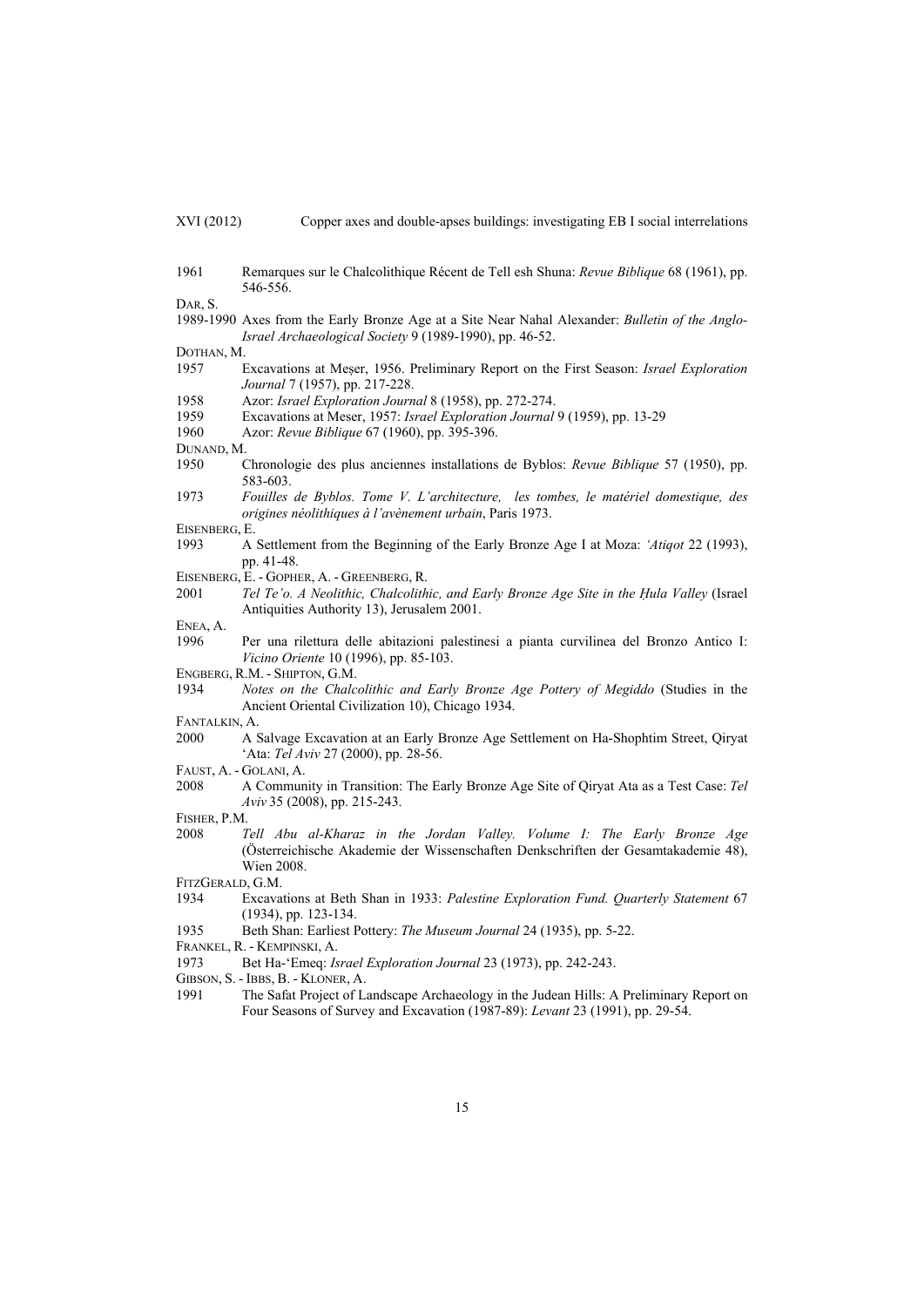1961 Remarques sur le Chalcolithique Récent de Tell esh Shuna: *Revue Biblique* 68 (1961), pp. 546-556.

DAR, S.

1989-1990 Axes from the Early Bronze Age at a Site Near Nahal Alexander: *Bulletin of the Anglo-Israel Archaeological Society* 9 (1989-1990), pp. 46-52.

DOTHAN, M.

1957 Excavations at Meṣer, 1956. Preliminary Report on the First Season: *Israel Exploration Journal* 7 (1957), pp. 217-228.

1958 Azor: *Israel Exploration Journal* 8 (1958), pp. 272-274.

1959 Excavations at Meser, 1957: *Israel Exploration Journal* 9 (1959), pp. 13-29

1960 Azor: *Revue Biblique* 67 (1960), pp. 395-396.

DUNAND, M.

1950 Chronologie des plus anciennes installations de Byblos: *Revue Biblique* 57 (1950), pp. 583-603.

1973 *Fouilles de Byblos. Tome V. L'architecture, les tombes, le matériel domestique, des origines néolithiques à l'avènement urbain*, Paris 1973.

EISENBERG, E.

1993 A Settlement from the Beginning of the Early Bronze Age I at Moza: *'Atiqot* 22 (1993), pp. 41-48.

EISENBERG, E. - GOPHER, A. - GREENBERG, R.

2001 *Tel Te'o. A Neolithic, Chalcolithic, and Early Bronze Age Site in the Ḥula Valley* (Israel Antiquities Authority 13), Jerusalem 2001.

ENEA, A.

1996 Per una rilettura delle abitazioni palestinesi a pianta curvilinea del Bronzo Antico I: *Vicino Oriente* 10 (1996), pp. 85-103.

ENGBERG, R.M. - SHIPTON, G.M.

1934 *Notes on the Chalcolithic and Early Bronze Age Pottery of Megiddo* (Studies in the Ancient Oriental Civilization 10), Chicago 1934.

FANTALKIN, A.

2000 A Salvage Excavation at an Early Bronze Age Settlement on Ha-Shophtim Street, Qiryat 'Ata: *Tel Aviv* 27 (2000), pp. 28-56.

FAUST, A. - GOLANI, A.

2008 A Community in Transition: The Early Bronze Age Site of Qiryat Ata as a Test Case: *Tel Aviv* 35 (2008), pp. 215-243.

FISHER, P.M.

2008 *Tell Abu al-Kharaz in the Jordan Valley. Volume I: The Early Bronze Age* (Österreichische Akademie der Wissenschaften Denkschriften der Gesamtakademie 48), Wien 2008.

FITZGERALD, G.M.

1934 Excavations at Beth Shan in 1933: *Palestine Exploration Fund. Quarterly Statement* 67 (1934), pp. 123-134.

1935 Beth Shan: Earliest Pottery: *The Museum Journal* 24 (1935), pp. 5-22.

FRANKEL, R. - KEMPINSKI, A.

1973 Bet Ha-'Emeq: *Israel Exploration Journal* 23 (1973), pp. 242-243.

GIBSON, S. - IBBS, B. - KLONER, A.

1991 The Safat Project of Landscape Archaeology in the Judean Hills: A Preliminary Report on Four Seasons of Survey and Excavation (1987-89): *Levant* 23 (1991), pp. 29-54.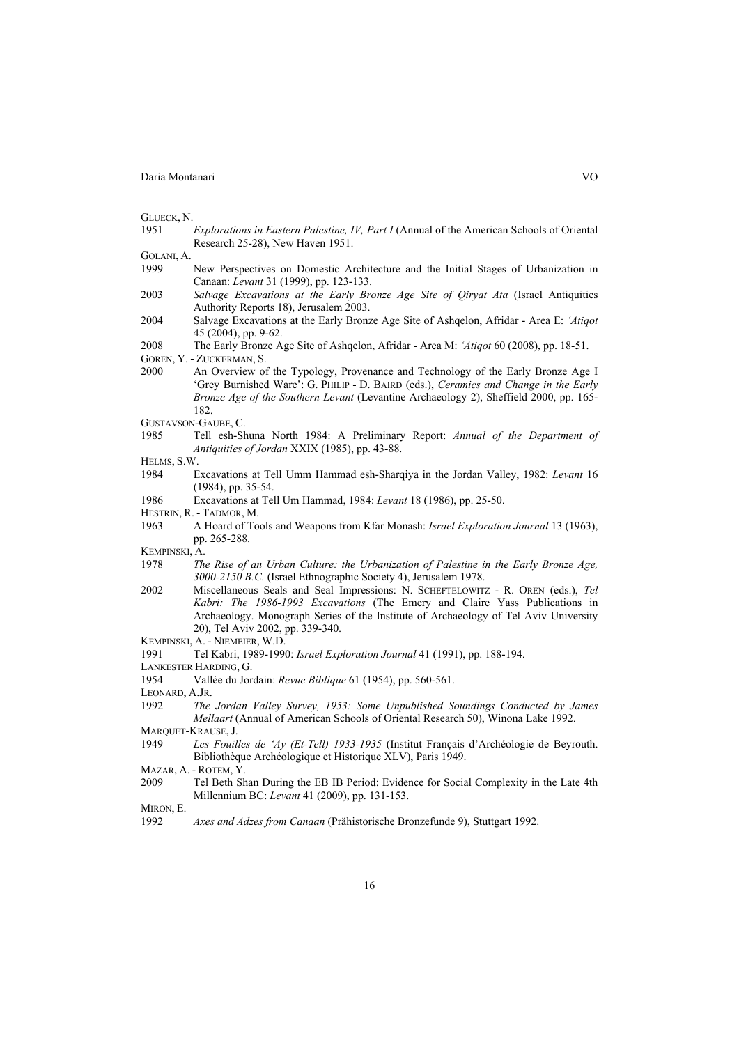GLUECK, N.

1951 *Explorations in Eastern Palestine, IV, Part I* (Annual of the American Schools of Oriental Research 25-28), New Haven 1951.

GOLANI, A.

1999 New Perspectives on Domestic Architecture and the Initial Stages of Urbanization in Canaan: *Levant* 31 (1999), pp. 123-133.

2003 *Salvage Excavations at the Early Bronze Age Site of Qiryat Ata* (Israel Antiquities Authority Reports 18), Jerusalem 2003.

2004 Salvage Excavations at the Early Bronze Age Site of Ashqelon, Afridar - Area E: *'Atiqot* 45 (2004), pp. 9-62.

2008 The Early Bronze Age Site of Ashqelon, Afridar - Area M: *'Atiqot* 60 (2008), pp. 18-51.

GOREN, Y. - ZUCKERMAN, S.

2000 An Overview of the Typology, Provenance and Technology of the Early Bronze Age I 'Grey Burnished Ware': G. PHILIP - D. BAIRD (eds.), *Ceramics and Change in the Early Bronze Age of the Southern Levant* (Levantine Archaeology 2), Sheffield 2000, pp. 165-182.

GUSTAVSON-GAUBE, C.

1985 Tell esh-Shuna North 1984: A Preliminary Report: *Annual of the Department of Antiquities of Jordan* XXIX (1985), pp. 43-88.

HELMS, S.W.

1984 Excavations at Tell Umm Hammad esh-Sharqiya in the Jordan Valley, 1982: *Levant* 16 (1984), pp. 35-54.

1986 Excavations at Tell Um Hammad, 1984: *Levant* 18 (1986), pp. 25-50.

HESTRIN, R. - TADMOR, M.

1963 A Hoard of Tools and Weapons from Kfar Monash: *Israel Exploration Journal* 13 (1963), pp. 265-288.

KEMPINSKI, A.

1978 *The Rise of an Urban Culture: the Urbanization of Palestine in the Early Bronze Age, 3000-2150 B.C.* (Israel Ethnographic Society 4), Jerusalem 1978.

2002 Miscellaneous Seals and Seal Impressions: N. SCHEFTELOWITZ - R. OREN (eds.), *Tel Kabri: The 1986-1993 Excavations* (The Emery and Claire Yass Publications in Archaeology. Monograph Series of the Institute of Archaeology of Tel Aviv University 20), Tel Aviv 2002, pp. 339-340.

KEMPINSKI, A. - NIEMEIER, W.D.

1991 Tel Kabri, 1989-1990: *Israel Exploration Journal* 41 (1991), pp. 188-194.

LANKESTER HARDING, G.

1954 Vallée du Jordain: *Revue Biblique* 61 (1954), pp. 560-561.

LEONARD, A.JR.

1992 *The Jordan Valley Survey, 1953: Some Unpublished Soundings Conducted by James Mellaart* (Annual of American Schools of Oriental Research 50), Winona Lake 1992.

MARQUET-KRAUSE, J.

1949 *Les Fouilles de 'Ay (Et-Tell) 1933-1935* (Institut Français d'Archéologie de Beyrouth. Bibliothèque Archéologique et Historique XLV), Paris 1949.

MAZAR, A. - ROTEM, Y.

2009 Tel Beth Shan During the EB IB Period: Evidence for Social Complexity in the Late 4th Millennium BC: *Levant* 41 (2009), pp. 131-153.

MIRON, E.

1992 *Axes and Adzes from Canaan* (Prähistorische Bronzefunde 9), Stuttgart 1992.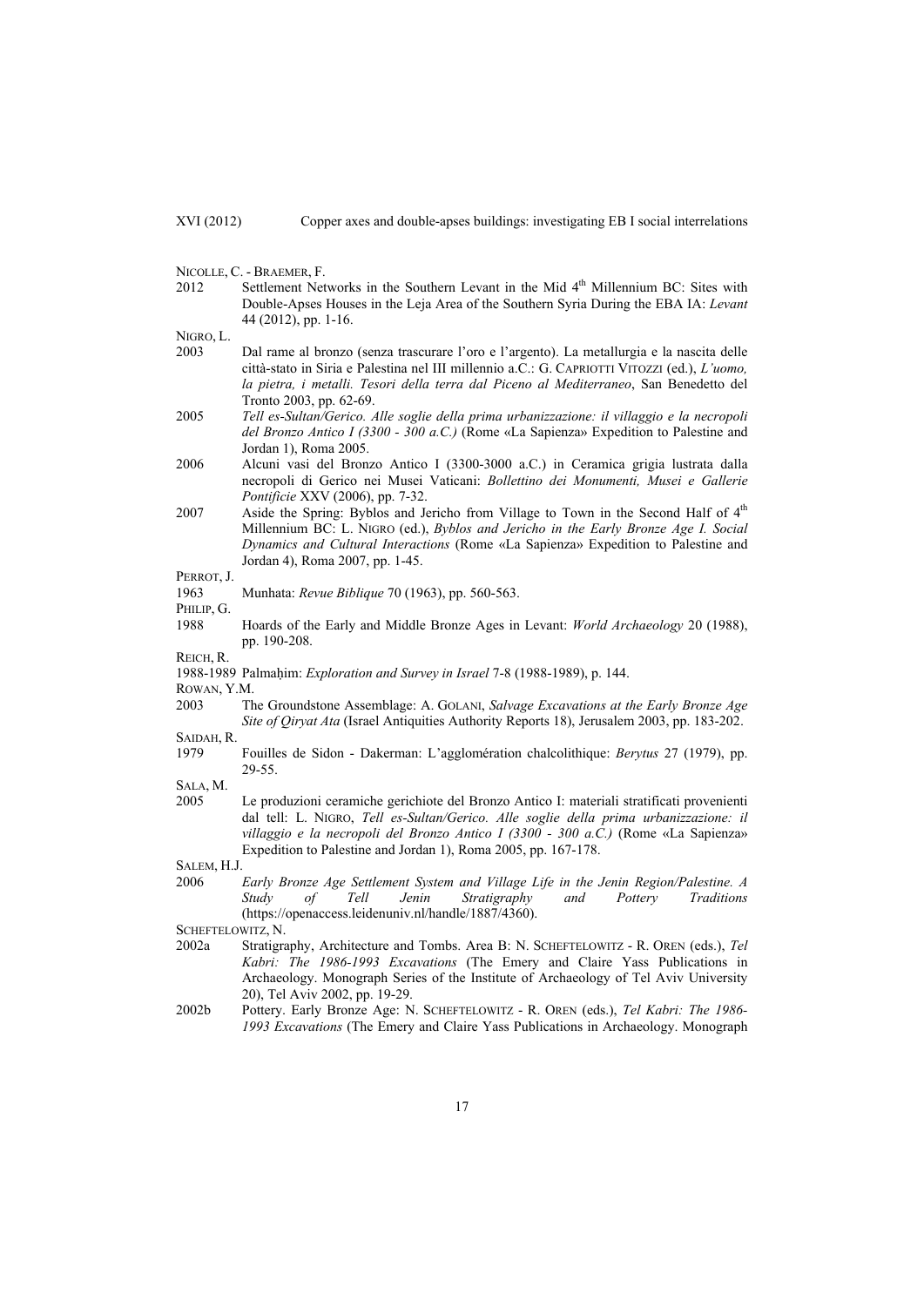NICOLLE, C. - BRAEMER, F.

2012 Settlement Networks in the Southern Levant in the Mid 4th Millennium BC: Sites with Double-Apses Houses in the Leja Area of the Southern Syria During the EBA IA: *Levant* 44 (2012), pp. 1-16.

NIGRO, L.

2003 Dal rame al bronzo (senza trascurare l'oro e l'argento). La metallurgia e la nascita delle città-stato in Siria e Palestina nel III millennio a.C.: G. CAPRIOTTI VITOZZI (ed.), *L'uomo, la pietra, i metalli. Tesori della terra dal Piceno al Mediterraneo*, San Benedetto del Tronto 2003, pp. 62-69.

2005 *Tell es-Sultan/Gerico. Alle soglie della prima urbanizzazione: il villaggio e la necropoli del Bronzo Antico I (3300 - 300 a.C.)* (Rome «La Sapienza» Expedition to Palestine and Jordan 1), Roma 2005.

2006 Alcuni vasi del Bronzo Antico I (3300-3000 a.C.) in Ceramica grigia lustrata dalla necropoli di Gerico nei Musei Vaticani: *Bollettino dei Monumenti, Musei e Gallerie Pontificie* XXV (2006), pp. 7-32.

2007 Aside the Spring: Byblos and Jericho from Village to Town in the Second Half of 4th Millennium BC: L. NIGRO (ed.), *Byblos and Jericho in the Early Bronze Age I. Social Dynamics and Cultural Interactions* (Rome «La Sapienza» Expedition to Palestine and Jordan 4), Roma 2007, pp. 1-45.

PERROT, J.

1963 Munhata: *Revue Biblique* 70 (1963), pp. 560-563.

PHILIP, G.

1988 Hoards of the Early and Middle Bronze Ages in Levant: *World Archaeology* 20 (1988), pp. 190-208.

REICH, R.

1988-1989 Palmaḥim: *Exploration and Survey in Israel* 7-8 (1988-1989), p. 144.

ROWAN, Y.M.

2003 The Groundstone Assemblage: A. GOLANI, *Salvage Excavations at the Early Bronze Age Site of Qiryat Ata* (Israel Antiquities Authority Reports 18), Jerusalem 2003, pp. 183-202.

SAIDAH, R.

1979 Fouilles de Sidon - Dakerman: L'agglomération chalcolithique: *Berytus* 27 (1979), pp. 29-55.

SALA, M.

2005 Le produzioni ceramiche gerichiote del Bronzo Antico I: materiali stratificati provenienti dal tell: L. NIGRO, *Tell es-Sultan/Gerico. Alle soglie della prima urbanizzazione: il villaggio e la necropoli del Bronzo Antico I (3300 - 300 a.C.)* (Rome «La Sapienza» Expedition to Palestine and Jordan 1), Roma 2005, pp. 167-178.

SALEM, H.J.

2006 *Early Bronze Age Settlement System and Village Life in the Jenin Region/Palestine. A Study of Tell Jenin Stratigraphy and Pottery Traditions* (https://openaccess.leidenuniv.nl/handle/1887/4360).

SCHEFTELOWITZ, N.

2002a Stratigraphy, Architecture and Tombs. Area B: N. SCHEFTELOWITZ - R. OREN (eds.), *Tel Kabri: The 1986-1993 Excavations* (The Emery and Claire Yass Publications in Archaeology. Monograph Series of the Institute of Archaeology of Tel Aviv University 20), Tel Aviv 2002, pp. 19-29.

2002b Pottery. Early Bronze Age: N. SCHEFTELOWITZ - R. OREN (eds.), *Tel Kabri: The 1986-1993 Excavations* (The Emery and Claire Yass Publications in Archaeology. Monograph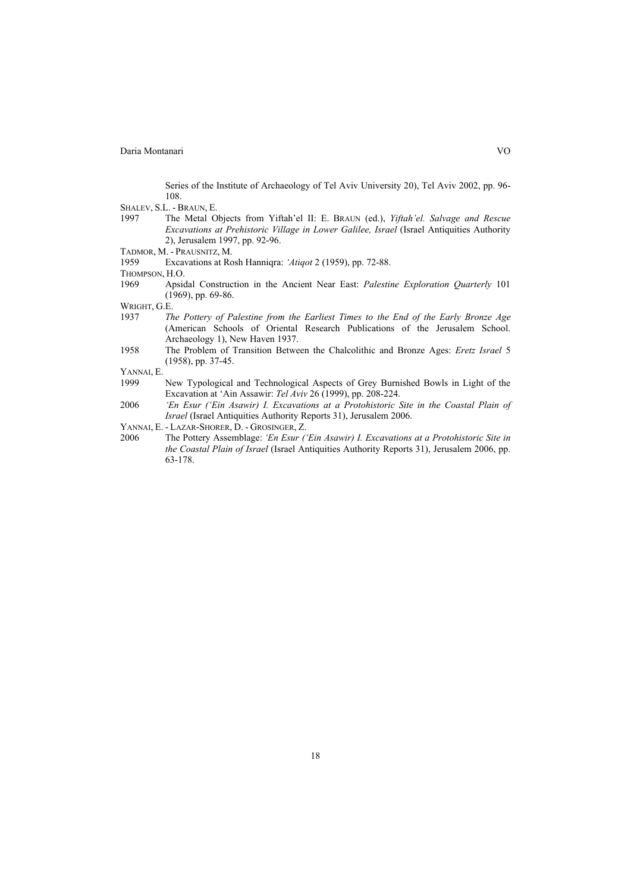Series of the Institute of Archaeology of Tel Aviv University 20), Tel Aviv 2002, pp. 96-108.

SHALEV, S.L. - BRAUN, E.

1997 The Metal Objects from Yiftah'el II: E. BRAUN (ed.), *Yiftah'el. Salvage and Rescue Excavations at Prehistoric Village in Lower Galilee, Israel* (Israel Antiquities Authority 2), Jerusalem 1997, pp. 92-96.

TADMOR, M. - PRAUSNITZ, M.

1959 Excavations at Rosh Hanniqra: *'Atiqot* 2 (1959), pp. 72-88.

THOMPSON, H.O.

1969 Apsidal Construction in the Ancient Near East: *Palestine Exploration Quarterly* 101 (1969), pp. 69-86.

WRIGHT, G.E.

1937 *The Pottery of Palestine from the Earliest Times to the End of the Early Bronze Age* (American Schools of Oriental Research Publications of the Jerusalem School. Archaeology 1), New Haven 1937.

1958 The Problem of Transition Between the Chalcolithic and Bronze Ages: *Eretz Israel* 5 (1958), pp. 37-45.

YANNAI, E.

1999 New Typological and Technological Aspects of Grey Burnished Bowls in Light of the Excavation at 'Ain Assawir: *Tel Aviv* 26 (1999), pp. 208-224.

2006 *'En Esur ('Ein Asawir) I. Excavations at a Protohistoric Site in the Coastal Plain of Israel* (Israel Antiquities Authority Reports 31), Jerusalem 2006.

YANNAI, E. - LAZAR-SHORER, D. - GROSINGER, Z.

2006 The Pottery Assemblage: *'En Esur ('Ein Asawir) I. Excavations at a Protohistoric Site in the Coastal Plain of Israel* (Israel Antiquities Authority Reports 31), Jerusalem 2006, pp. 63-178.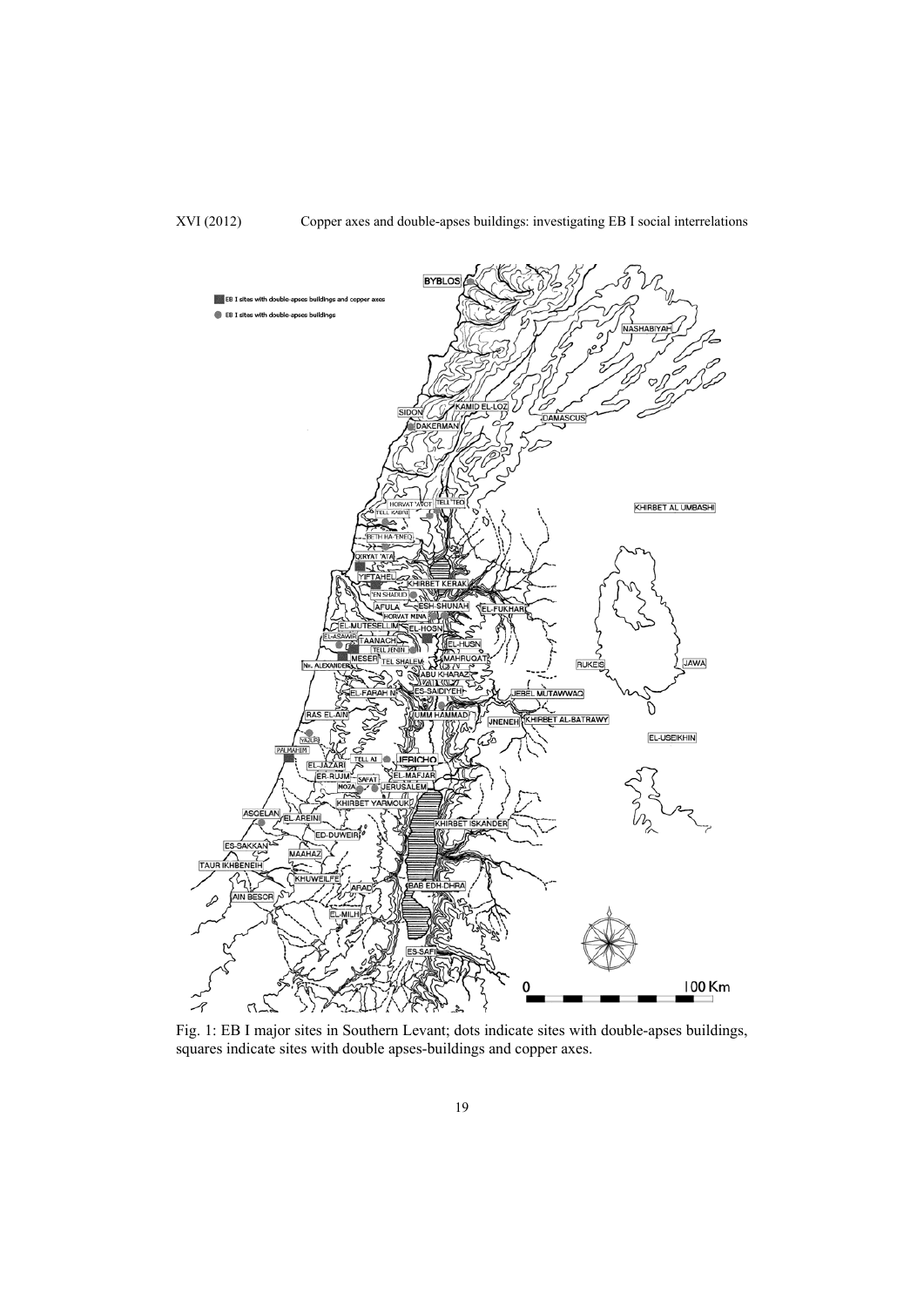Fig. 1: EB I major sites in Southern Levant; dots indicate sites with double-apses buildings, squares indicate sites with double apses-buildings and copper axes.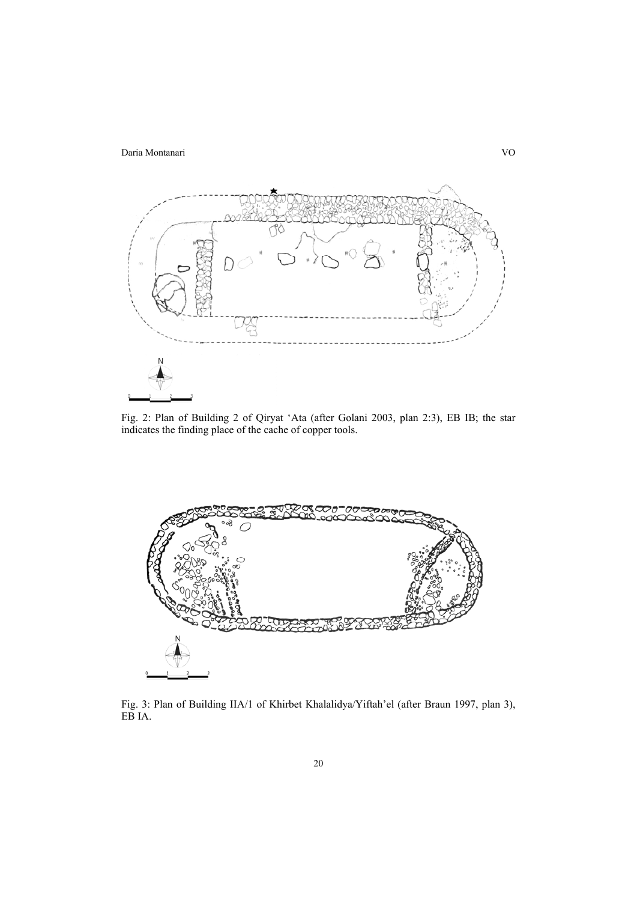Fig. 2: Plan of Building 2 of Qiryat 'Ata (after Golani 2003, plan 2:3), EB IB; the star indicates the finding place of the cache of copper tools.

Fig. 3: Plan of Building IIA/1 of Khirbet Khalalidya/Yiftah'el (after Braun 1997, plan 3), EB IA.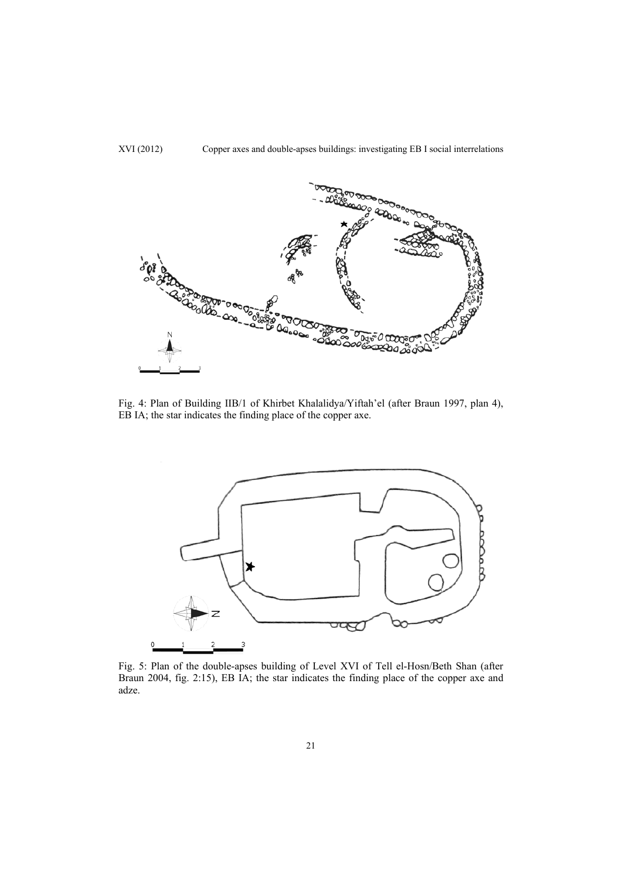Fig. 4: Plan of Building IIB/1 of Khirbet Khalalidya/Yiftah'el (after Braun 1997, plan 4), EB IA; the star indicates the finding place of the copper axe.

Fig. 5: Plan of the double-apses building of Level XVI of Tell el-Hosn/Beth Shan (after Braun 2004, fig. 2:15), EB IA; the star indicates the finding place of the copper axe and adze.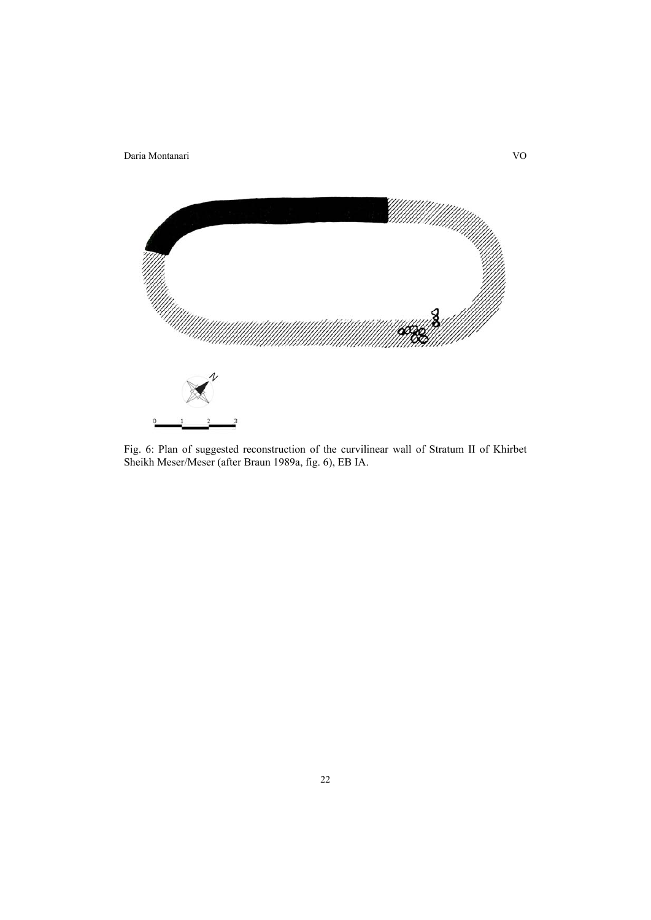Fig. 6: Plan of suggested reconstruction of the curvilinear wall of Stratum II of Khirbet Sheikh Meser/Meser (after Braun 1989a, fig. 6), EB IA.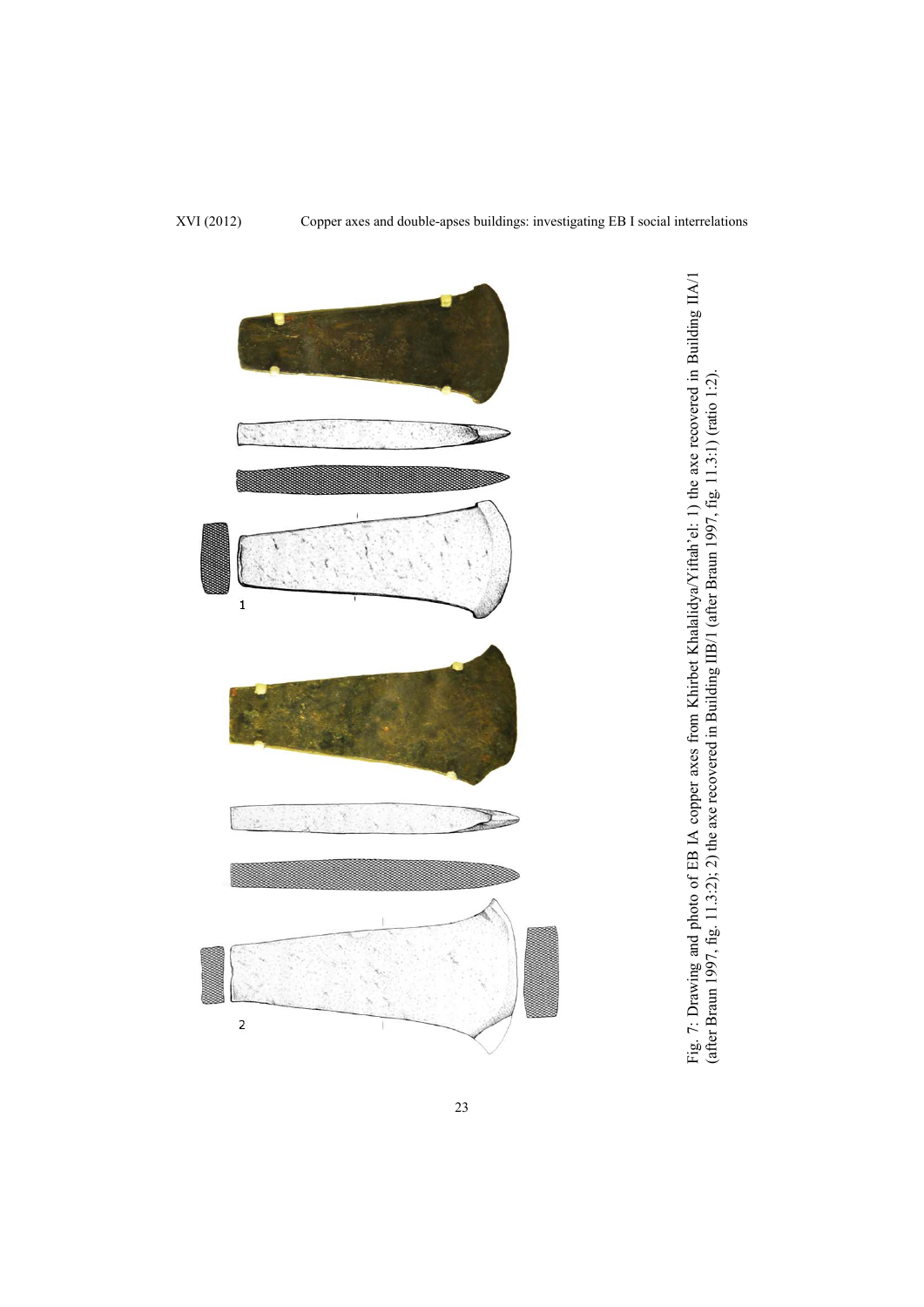Fig. 7: Drawing and photo of EB IA copper axes from Khirbet Khalalidya/Yiftah'el: 1) the axe recovered in Building IIA/1 (after Braun 1997, fig. 11.3:2); 2) the axe recovered in Building IIB/1 (after Braun 1997, fig. 11.3:1) (ratio 1:2).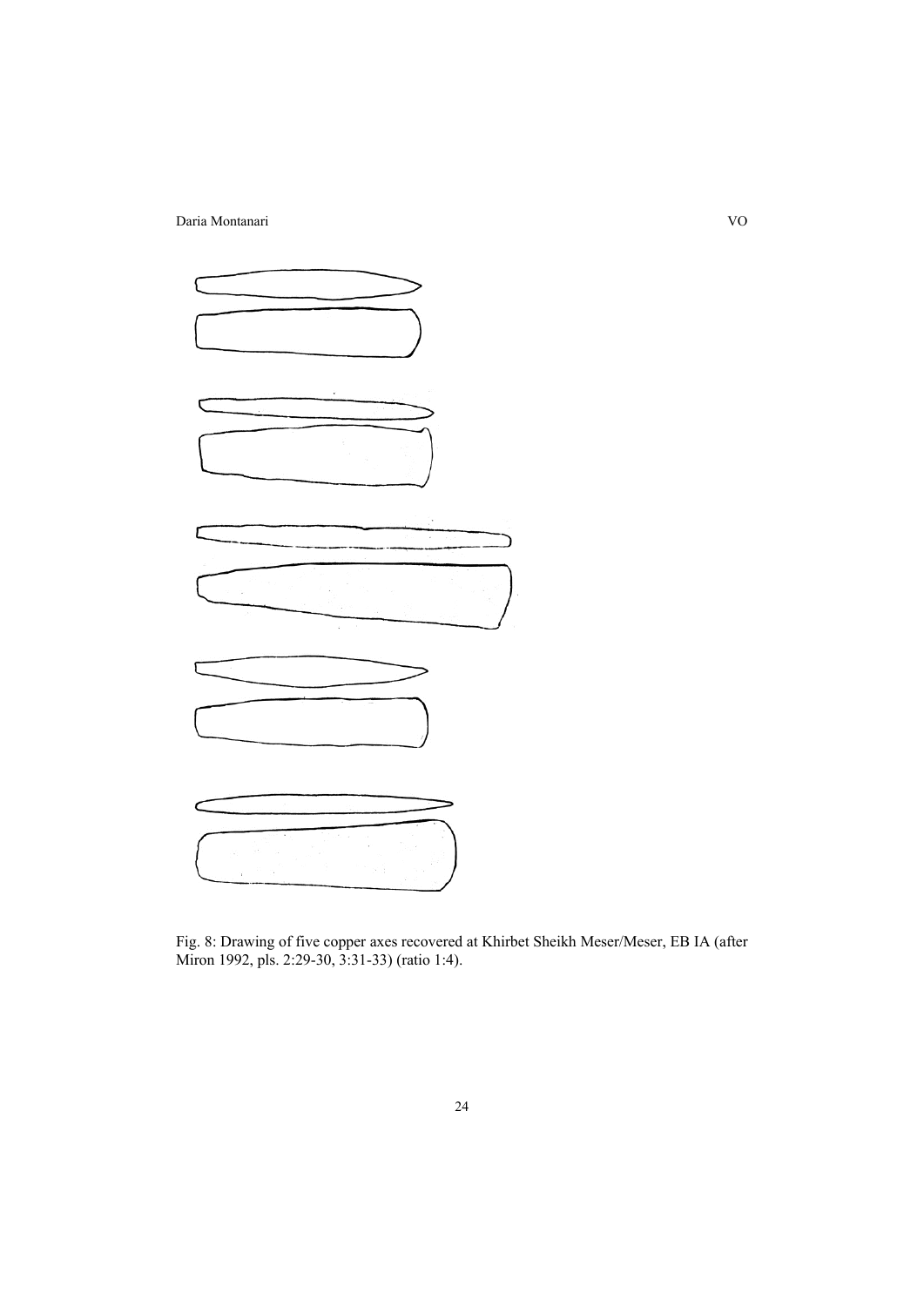Fig. 8: Drawing of five copper axes recovered at Khirbet Sheikh Meser/Meser, EB IA (after Miron 1992, pls. 2:29-30, 3:31-33) (ratio 1:4).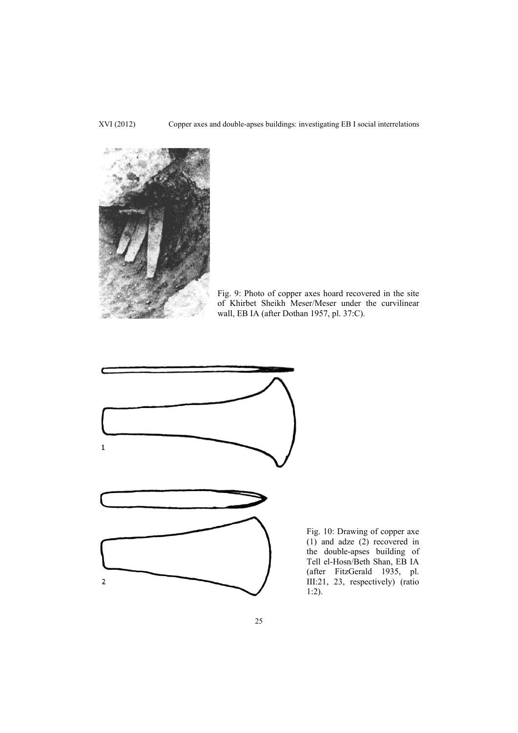Fig. 9: Photo of copper axes hoard recovered in the site of Khirbet Sheikh Meser/Meser under the curvilinear wall, EB IA (after Dothan 1957, pl. 37:C).

Fig. 10: Drawing of copper axe (1) and adze (2) recovered in the double-apses building of Tell el-Hosn/Beth Shan, EB IA (after FitzGerald 1935, pl. III:21, 23, respectively) (ratio 1:2).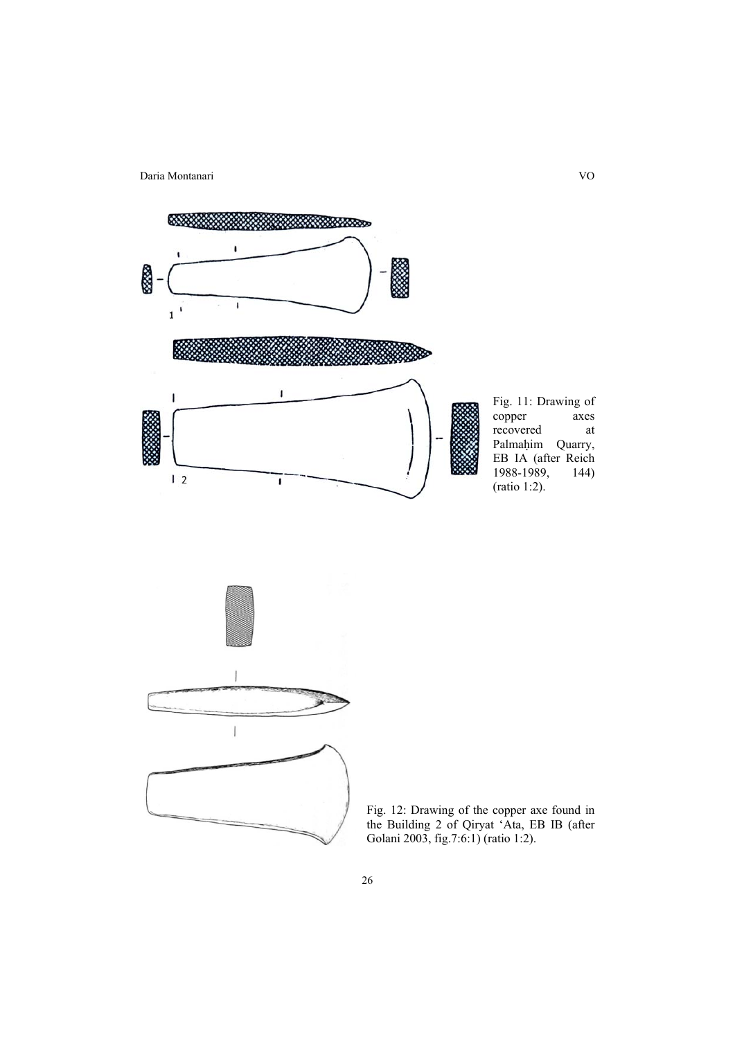Fig. 11: Drawing of copper axes recovered at Palmaḥim Quarry, EB IA (after Reich 1988-1989, 144) (ratio 1:2).

Fig. 12: Drawing of the copper axe found in the Building 2 of Qiryat ʿAta, EB IB (after Golani 2003, fig.7:6:1) (ratio 1:2).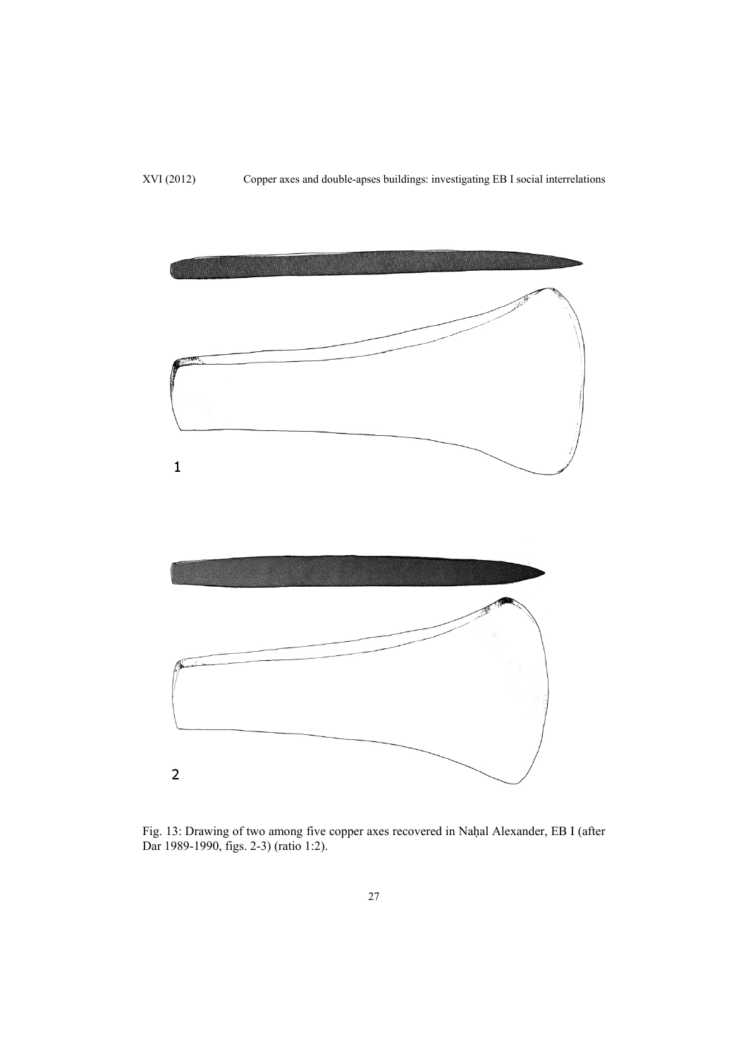1

2

Fig. 13: Drawing of two among five copper axes recovered in Naḥal Alexander, EB I (after Dar 1989-1990, figs. 2-3) (ratio 1:2).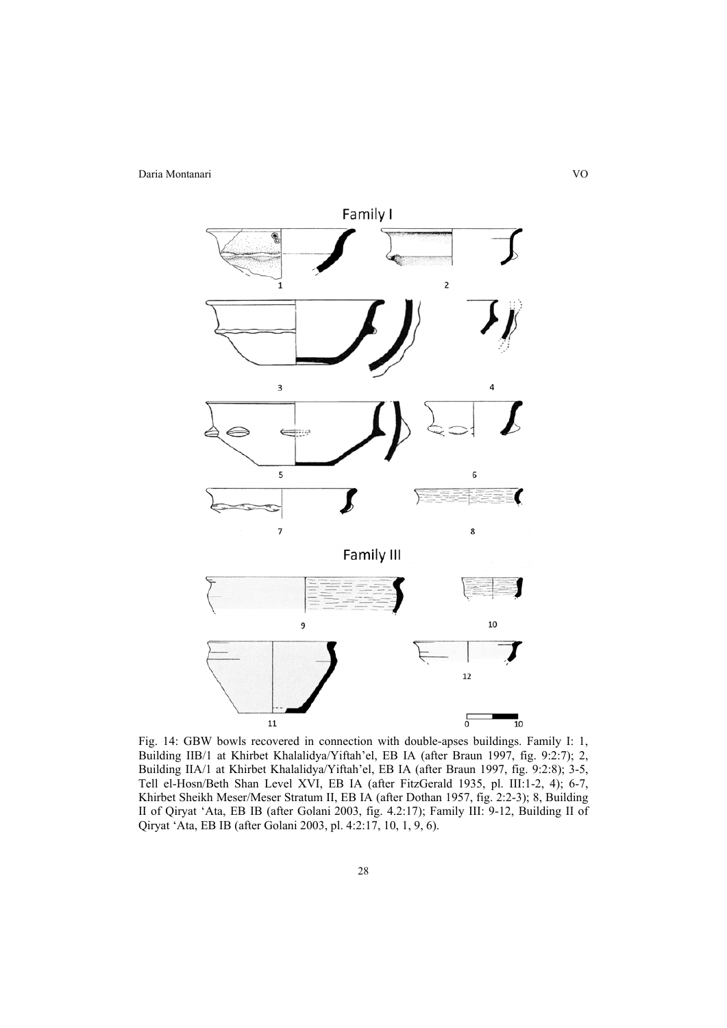Family I

1 2 3 4 5 6 7 8

Family III

9 10 11 12

0 10

Fig. 14: GBW bowls recovered in connection with double-apses buildings. Family I: 1, Building IIB/1 at Khirbet Khalalidya/Yiftah'el, EB IA (after Braun 1997, fig. 9:2:7); 2, Building IIA/1 at Khirbet Khalalidya/Yiftah'el, EB IA (after Braun 1997, fig. 9:2:8); 3-5, Tell el-Hosn/Beth Shan Level XVI, EB IA (after FitzGerald 1935, pl. III:1-2, 4); 6-7, Khirbet Sheikh Meser/Meser Stratum II, EB IA (after Dothan 1957, fig. 2:2-3); 8, Building II of Qiryat 'Ata, EB IB (after Golani 2003, fig. 4.2:17); Family III: 9-12, Building II of Qiryat 'Ata, EB IB (after Golani 2003, pl. 4:2:17, 10, 1, 9, 6).